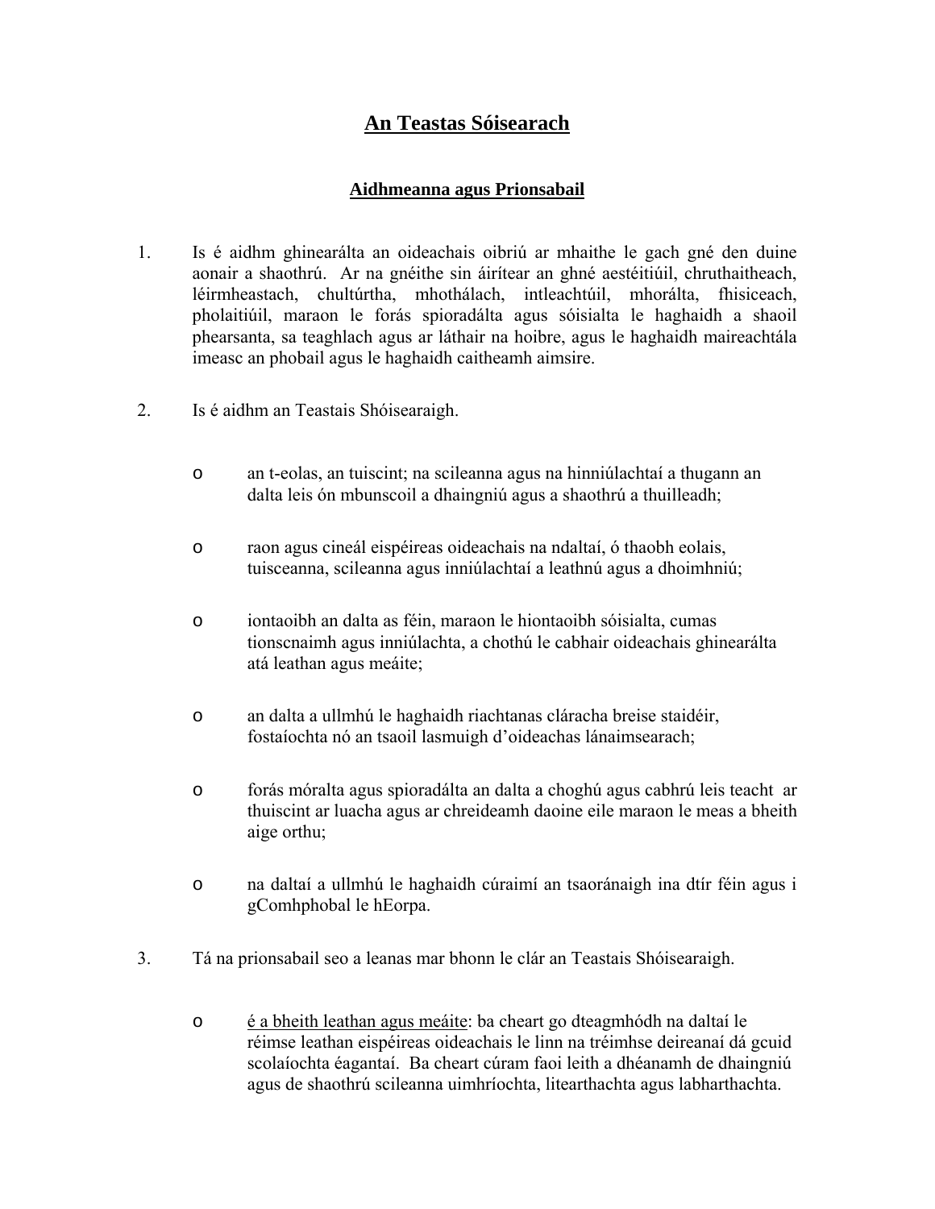# An Teastas Sóisearach

## Aidhmeanna agus Prionsabail

1. Is é aidhm ghinearálta an oideachais oibriú ar mhaithe le gach gné den duine aonair a shaothrú. Ar na gnéithe sin áirítear an ghné aestéitiúil, chruthaitheach, léirmheastach, chultúrtha, mhothálach, intleachtúil, mhorálta, fhisiceach, pholaitiúil, maraon le forás spioradálta agus sóisialta le haghaidh a shaoil phearsanta, sa teaghlach agus ar láthair na hoibre, agus le haghaidh maireachtála imeasc an phobail agus le haghaidh caitheamh aimsire.

2. Is é aidhm an Teastais Shóisearaigh.

   - an t-eolas, an tuiscint; na scileanna agus na hinniúlachtaí a thugann an dalta leis ón mbunscoil a dhaingniú agus a shaothrú a thuilleadh;
   - raon agus cineál eispéireas oideachais na ndaltaí, ó thaobh eolais, tuisceanna, scileanna agus inniúlachtaí a leathnú agus a dhoimhniú;
   - iontaoibh an dalta as féin, maraon le hiontaoibh sóisialta, cumas tionscnaimh agus inniúlachta, a chothú le cabhair oideachais ghinearálta atá leathan agus meáite;
   - an dalta a ullmhú le haghaidh riachtanas cláracha breise staidéir, fostaíochta nó an tsaoil lasmuigh d'oideachas lánaimsearach;
   - forás móralta agus spioradálta an dalta a choghú agus cabhrú leis teacht ar thuiscint ar luacha agus ar chreideamh daoine eile maraon le meas a bheith aige orthu;
   - na daltaí a ullmhú le haghaidh cúraimí an tsaoránaigh ina dtír féin agus i gComhphobal le hEorpa.

3. Tá na prionsabail seo a leanas mar bhonn le clár an Teastais Shóisearaigh.

   - é a bheith leathan agus meáite: ba cheart go dteagmhódh na daltaí le réimse leathan eispéireas oideachais le linn na tréimhse deireanaí dá gcuid scolaíochta éagantaí. Ba cheart cúram faoi leith a dhéanamh de dhaingniú agus de shaothrú scileanna uimhríochta, litearthachta agus labharthachta.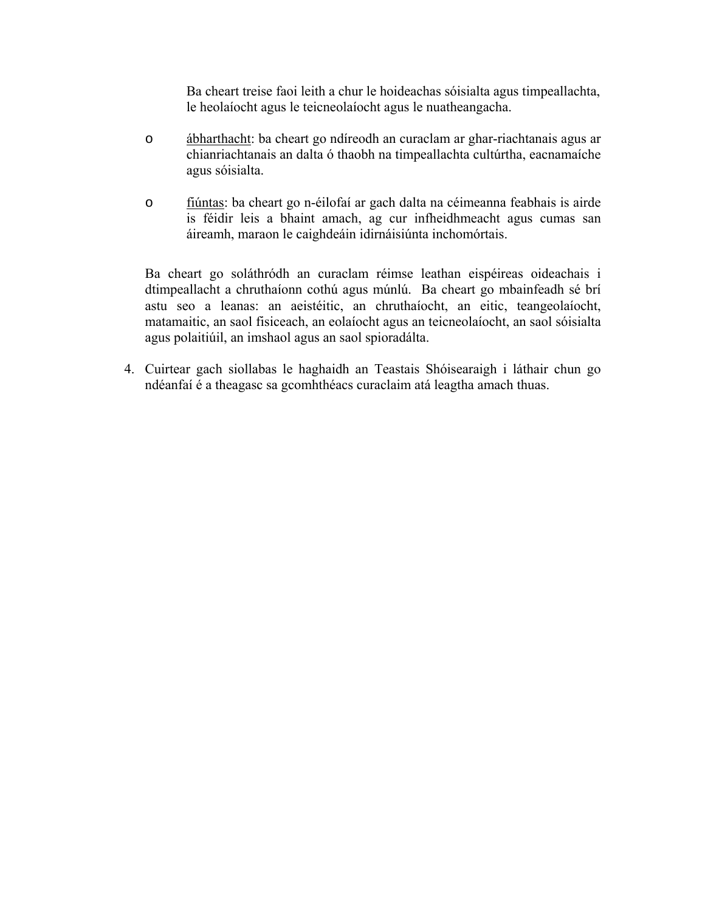Ba cheart treise faoi leith a chur le hoideachas sóisialta agus timpeallachta, le heolaíocht agus le teicneolaíocht agus le nuatheangacha.

- <u>ábharthacht</u>: ba cheart go ndíreodh an curaclam ar ghar-riachtanais agus ar chianriachtanais an dalta ó thaobh na timpeallachta cultúrtha, eacnamaíche agus sóisialta.

- <u>fiúntas</u>: ba cheart go n-éilofaí ar gach dalta na céimeanna feabhais is airde is féidir leis a bhaint amach, ag cur infheidhmeacht agus cumas san áireamh, maraon le caighdeáin idirnáisiúnta inchomórtais.

Ba cheart go soláthródh an curaclam réimse leathan eispéireas oideachais i dtimpeallacht a chruthaíonn cothú agus múnlú. Ba cheart go mbainfeadh sé brí astu seo a leanas: an aeistéitic, an chruthaíocht, an eitic, teangeolaíocht, matamaitic, an saol fisiceach, an eolaíocht agus an teicneolaíocht, an saol sóisialta agus polaitiúil, an imshaol agus an saol spioradálta.

4. Cuirtear gach siollabas le haghaidh an Teastais Shóisearaigh i láthair chun go ndéanfaí é a theagasc sa gcomhthéacs curaclaim atá leagtha amach thuas.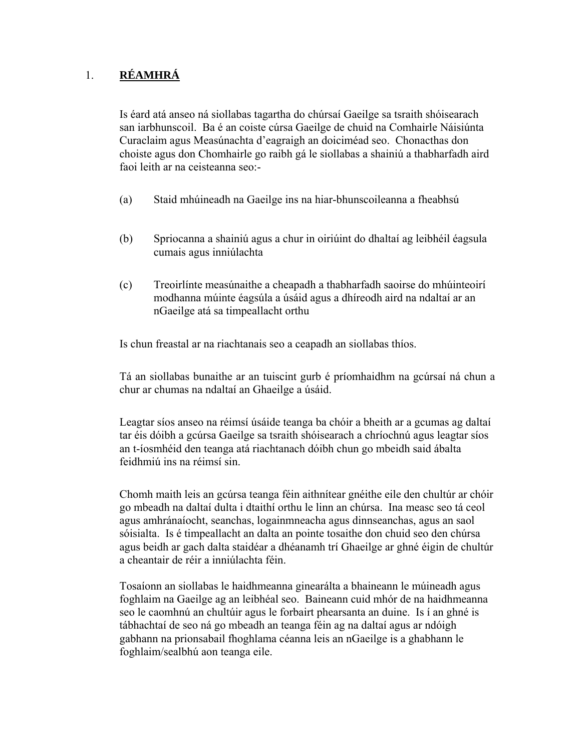# 1. **RÉAMHRÁ**

Is éard atá anseo ná siollabas tagartha do chúrsaí Gaeilge sa tsraith shóisearach san iarbhunscoil. Ba é an coiste cúrsa Gaeilge de chuid na Comhairle Náisiúnta Curaclaim agus Measúnachta d'eagraigh an doiciméad seo. Chonacthas don choiste agus don Chomhairle go raibh gá le siollabas a shainiú a thabharfadh aird faoi leith ar na ceisteanna seo:-

(a) Staid mhúineadh na Gaeilge ins na hiar-bhunscoileanna a fheabhsú

(b) Spriocanna a shainiú agus a chur in oiriúint do dhaltaí ag leibhéil éagsula cumais agus inniúlachta

(c) Treoirlínte measúnaithe a cheapadh a thabharfadh saoirse do mhúinteoirí modhanna múinte éagsúla a úsáid agus a dhíreodh aird na ndaltaí ar an nGaeilge atá sa timpeallacht orthu

Is chun freastal ar na riachtanais seo a ceapadh an siollabas thíos.

Tá an siollabas bunaithe ar an tuiscint gurb é príomhaidhm na gcúrsaí ná chun a chur ar chumas na ndaltaí an Ghaeilge a úsáid.

Leagtar síos anseo na réimsí úsáide teanga ba chóir a bheith ar a gcumas ag daltaí tar éis dóibh a gcúrsa Gaeilge sa tsraith shóisearach a chríochnú agus leagtar síos an t-íosmhéid den teanga atá riachtanach dóibh chun go mbeidh said ábalta feidhmiú ins na réimsí sin.

Chomh maith leis an gcúrsa teanga féin aithnítear gnéithe eile den chultúr ar chóir go mbeadh na daltaí dulta i dtaithí orthu le linn an chúrsa. Ina measc seo tá ceol agus amhránaíocht, seanchas, logainmneacha agus dinnseanchas, agus an saol sóisialta. Is é timpeallacht an dalta an pointe tosaithe don chuid seo den chúrsa agus beidh ar gach dalta staidéar a dhéanamh trí Ghaeilge ar ghné éigin de chultúr a cheantair de réir a inniúlachta féin.

Tosaíonn an siollabas le haidhmeanna ginearálta a bhaineann le múineadh agus foghlaim na Gaeilge ag an leibhéal seo. Baineann cuid mhór de na haidhmeanna seo le caomhnú an chultúir agus le forbairt phearsanta an duine. Is í an ghné is tábhachtaí de seo ná go mbeadh an teanga féin ag na daltaí agus ar ndóigh gabhann na prionsabail fhoghlama céanna leis an nGaeilge is a ghabhann le foghlaim/sealbhú aon teanga eile.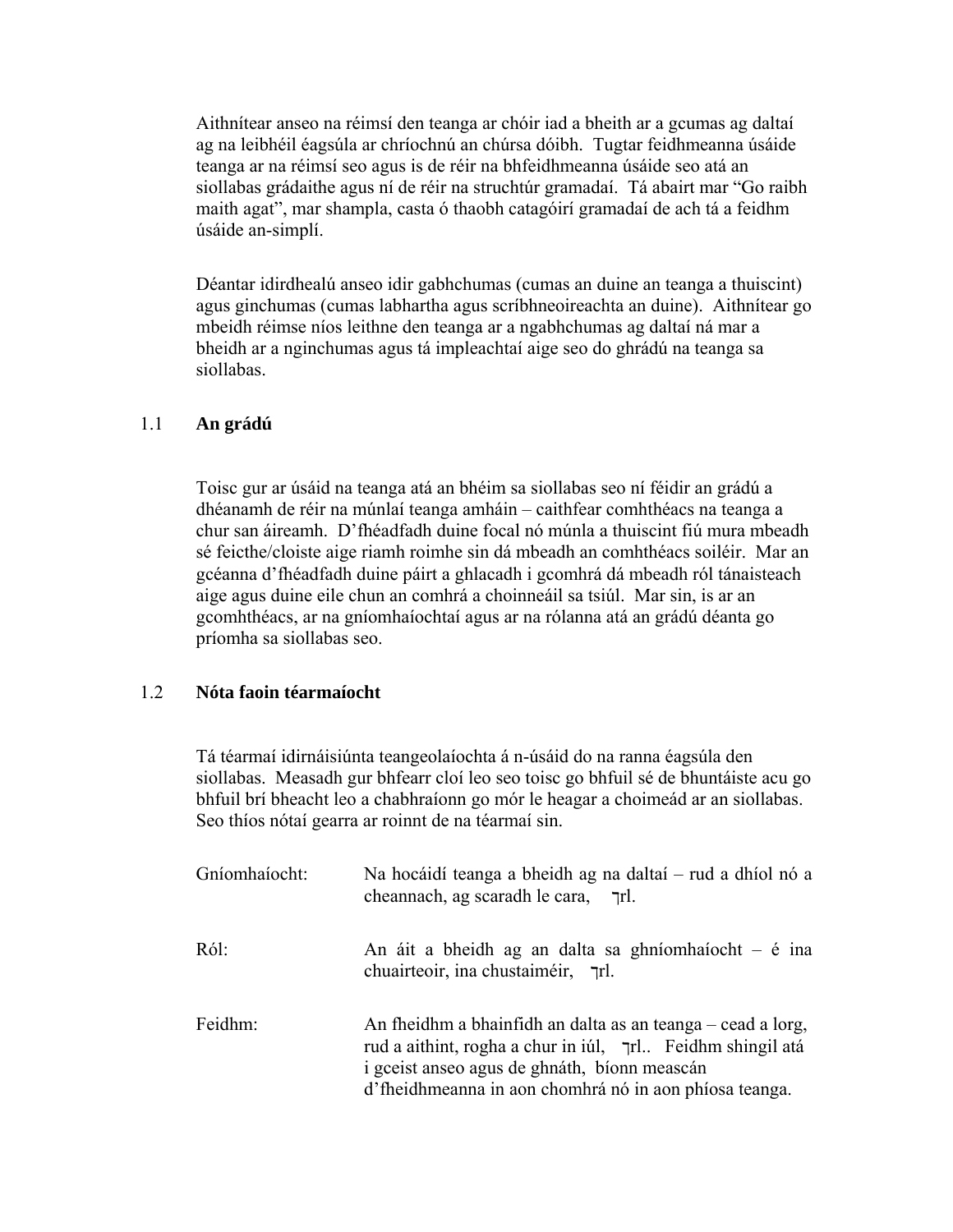Aithnítear anseo na réimsí den teanga ar chóir iad a bheith ar a gcumas ag daltaí ag na leibhéil éagsúla ar chríochnú an chúrsa dóibh. Tugtar feidhmeanna úsáide teanga ar na réimsí seo agus is de réir na bhfeidhmeanna úsáide seo atá an siollabas grádaithe agus ní de réir na struchtúr gramadaí. Tá abairt mar "Go raibh maith agat", mar shampla, casta ó thaobh catagóirí gramadaí de ach tá a feidhm úsáide an-simplí.

Déantar idirdhealú anseo idir gabhchumas (cumas an duine an teanga a thuiscint) agus ginchumas (cumas labhartha agus scríbhneoireachta an duine). Aithnítear go mbeidh réimse níos leithne den teanga ar a ngabhchumas ag daltaí ná mar a bheidh ar a nginchumas agus tá impleachtaí aige seo do ghrádú na teanga sa siollabas.

## 1.1 An grádú

Toisc gur ar úsáid na teanga atá an bhéim sa siollabas seo ní féidir an grádú a dhéanamh de réir na múnlaí teanga amháin – caithfear comhthéacs na teanga a chur san áireamh. D'fhéadfadh duine focal nó múnla a thuiscint fiú mura mbeadh sé feicthe/cloiste aige riamh roimhe sin dá mbeadh an comhthéacs soiléir. Mar an gcéanna d'fhéadfadh duine páirt a ghlacadh i gcomhrá dá mbeadh ról tánaisteach aige agus duine eile chun an comhrá a choinneáil sa tsiúl. Mar sin, is ar an gcomhthéacs, ar na gníomhaíochtaí agus ar na rólanna atá an grádú déanta go príomha sa siollabas seo.

## 1.2 Nóta faoin téarmaíocht

Tá téarmaí idirnáisiúnta teangeolaíochta á n-úsáid do na ranna éagsúla den siollabas. Measadh gur bhfearr cloí leo seo toisc go bhfuil sé de bhuntáiste acu go bhfuil brí bheacht leo a chabhraíonn go mór le heagar a choimeád ar an siollabas. Seo thíos nótaí gearra ar roinnt de na téarmaí sin.

Gníomhaíocht: Na hocáidí teanga a bheidh ag na daltaí – rud a dhíol nó a cheannach, ag scaradh le cara, ⁊rl.

Ról: An áit a bheidh ag an dalta sa ghníomhaíocht – é ina chuairteoir, ina chustaiméir, ⁊rl.

Feidhm: An fheidhm a bhainfidh an dalta as an teanga – cead a lorg, rud a aithint, rogha a chur in iúl, ⁊rl.. Feidhm shingil atá i gceist anseo agus de ghnáth, bíonn meascán d'fheidhmeanna in aon chomhrá nó in aon phíosa teanga.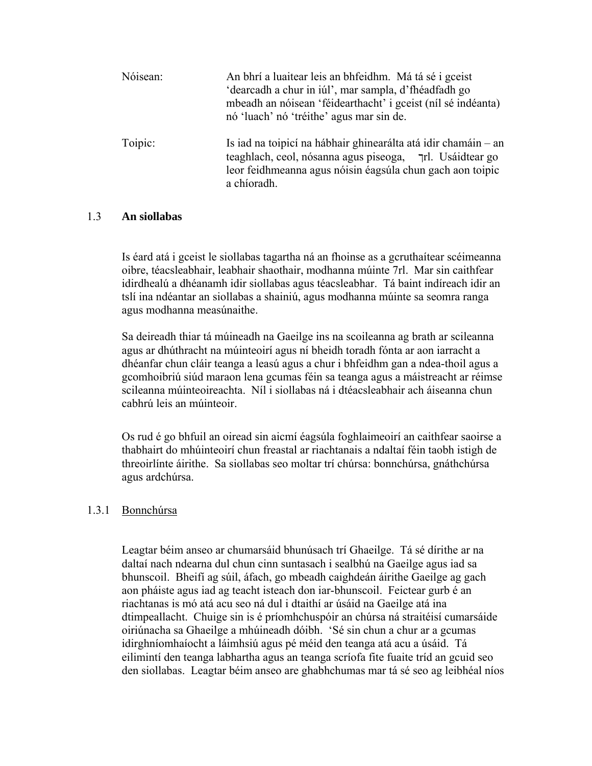Nóisean: An bhrí a luaitear leis an bhfeidhm. Má tá sé i gceist 'dearcadh a chur in iúl', mar sampla, d'fhéadfadh go mbeadh an nóisean 'féidearthacht' i gceist (níl sé indéanta) nó 'luach' nó 'tréithe' agus mar sin de.

Toipic: Is iad na toipicí na hábhair ghinearálta atá idir chamáin – an teaghlach, ceol, nósanna agus piseoga, ㄱrl. Usáidtear go leor feidhmeanna agus nóisin éagsúla chun gach aon toipic a chíoradh.

## 1.3 An siollabas

Is éard atá i gceist le siollabas tagartha ná an fhoinse as a gcruthaítear scéimeanna oibre, téacsleabhair, leabhair shaothair, modhanna múinte 7rl. Mar sin caithfear idirdhealú a dhéanamh idir siollabas agus téacsleabhar. Tá baint indíreach idir an tslí ina ndéantar an siollabas a shainiú, agus modhanna múinte sa seomra ranga agus modhanna measúnaithe.

Sa deireadh thiar tá múineadh na Gaeilge ins na scoileanna ag brath ar scileanna agus ar dhúthracht na múinteoirí agus ní bheidh toradh fónta ar aon iarracht a dhéanfar chun cláir teanga a leasú agus a chur i bhfeidhm gan a ndea-thoil agus a gcomhoibriú siúd maraon lena gcumas féin sa teanga agus a máistreacht ar réimse scileanna múinteoireachta. Níl i siollabas ná i dtéacsleabhair ach áiseanna chun cabhrú leis an múinteoir.

Os rud é go bhfuil an oiread sin aicmí éagsúla foghlaimeoirí an caithfear saoirse a thabhairt do mhúinteoirí chun freastal ar riachtanais a ndaltaí féin taobh istigh de threoirlínte áirithe. Sa siollabas seo moltar trí chúrsa: bonnchúrsa, gnáthchúrsa agus ardchúrsa.

### 1.3.1 Bonnchúrsa

Leagtar béim anseo ar chumarsáid bhunúsach trí Ghaeilge. Tá sé dírithe ar na daltaí nach ndearna dul chun cinn suntasach i sealbhú na Gaeilge agus iad sa bhunscoil. Bheifí ag súil, áfach, go mbeadh caighdeán áirithe Gaeilge ag gach aon pháiste agus iad ag teacht isteach don iar-bhunscoil. Feictear gurb é an riachtanas is mó atá acu seo ná dul i dtaithí ar úsáid na Gaeilge atá ina dtimpeallacht. Chuige sin is é príomhchuspóir an chúrsa ná straitéisí cumarsáide oiriúnacha sa Ghaeilge a mhúineadh dóibh. 'Sé sin chun a chur ar a gcumas idirghníomhaíocht a láimhsiú agus pé méid den teanga atá acu a úsáid. Tá eilimintí den teanga labhartha agus an teanga scríofa fite fuaite tríd an gcuid seo den siollabas. Leagtar béim anseo are ghabhchumas mar tá sé seo ag leibhéal níos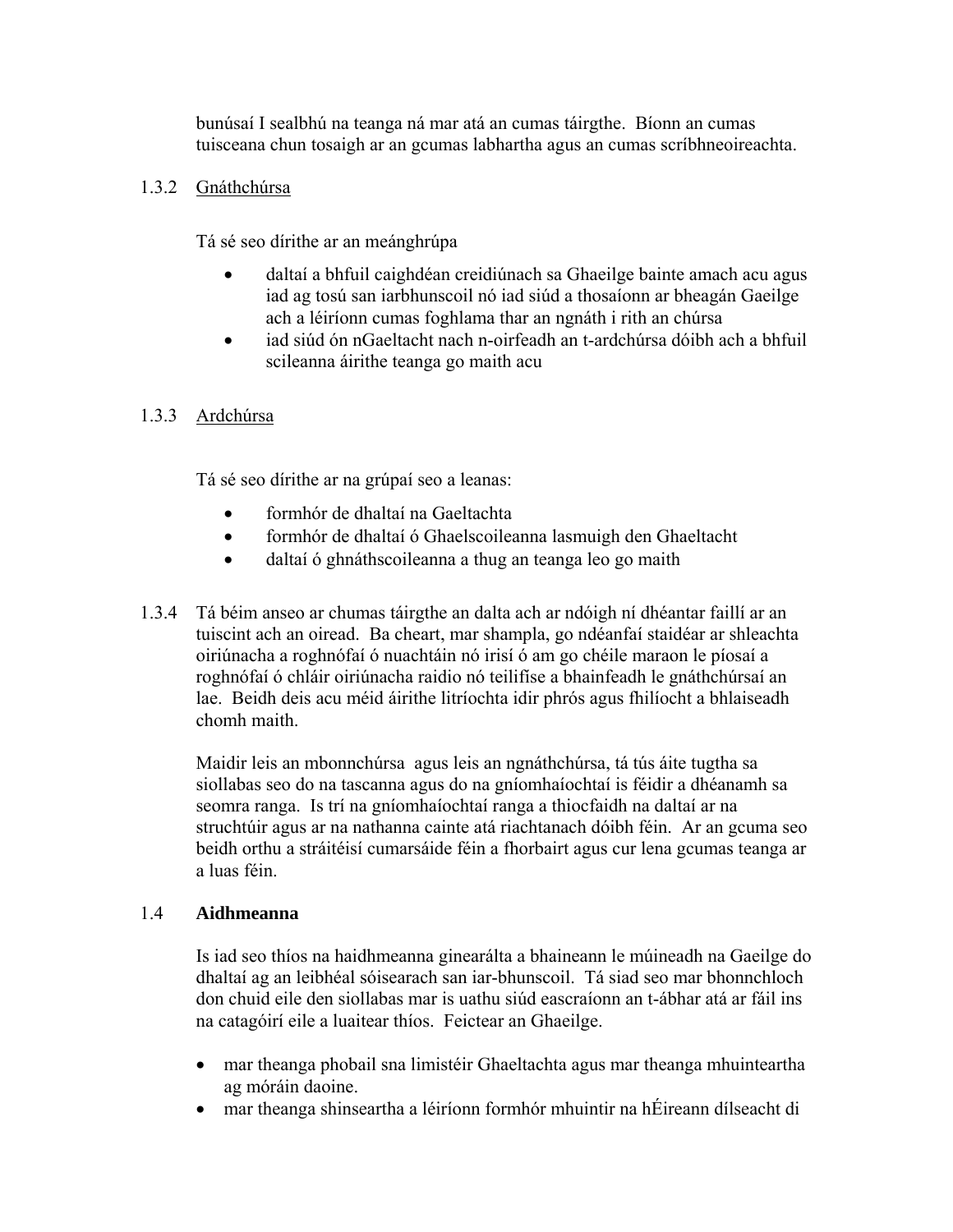bunúsaí I sealbhú na teanga ná mar atá an cumas táirgthe. Bíonn an cumas tuisceana chun tosaigh ar an gcumas labhartha agus an cumas scríbhneoireachta.

1.3.2 Gnáthchúrsa

Tá sé seo dírithe ar an meánghrúpa

- daltaí a bhfuil caighdéan creidiúnach sa Ghaeilge bainte amach acu agus iad ag tosú san iarbhunscoil nó iad siúd a thosaíonn ar bheagán Gaeilge ach a léiríonn cumas foghlama thar an ngnáth i rith an chúrsa
- iad siúd ón nGaeltacht nach n-oirfeadh an t-ardchúrsa dóibh ach a bhfuil scileanna áirithe teanga go maith acu

1.3.3 Ardchúrsa

Tá sé seo dírithe ar na grúpaí seo a leanas:

- formhór de dhaltaí na Gaeltachta
- formhór de dhaltaí ó Ghaelscoileanna lasmuigh den Ghaeltacht
- daltaí ó ghnáthscoileanna a thug an teanga leo go maith

1.3.4 Tá béim anseo ar chumas táirgthe an dalta ach ar ndóigh ní dhéantar faillí ar an tuiscint ach an oiread. Ba cheart, mar shampla, go ndéanfaí staidéar ar shleachta oiriúnacha a roghnófaí ó nuachtáin nó irisí ó am go chéile maraon le píosaí a roghnófaí ó chláir oiriúnacha raidio nó teilifíse a bhainfeadh le gnáthchúrsaí an lae. Beidh deis acu méid áirithe litríochta idir phrós agus fhilíocht a bhlaiseadh chomh maith.

Maidir leis an mbonnchúrsa agus leis an ngnáthchúrsa, tá tús áite tugtha sa siollabas seo do na tascanna agus do na gníomhaíochtaí is féidir a dhéanamh sa seomra ranga. Is trí na gníomhaíochtaí ranga a thiocfaidh na daltaí ar na struchtúir agus ar na nathanna cainte atá riachtanach dóibh féin. Ar an gcuma seo beidh orthu a stráitéisí cumarsáide féin a fhorbairt agus cur lena gcumas teanga ar a luas féin.

## 1.4 Aidhmeanna

Is iad seo thíos na haidhmeanna ginearálta a bhaineann le múineadh na Gaeilge do dhaltaí ag an leibhéal sóisearach san iar-bhunscoil. Tá siad seo mar bhonnchloch don chuid eile den siollabas mar is uathu siúd eascraíonn an t-ábhar atá ar fáil ins na catagóirí eile a luaitear thíos. Feictear an Ghaeilge.

- mar theanga phobail sna limistéir Ghaeltachta agus mar theanga mhuinteartha ag móráin daoine.
- mar theanga shinseartha a léiríonn formhór mhuintir na hÉireann dílseacht di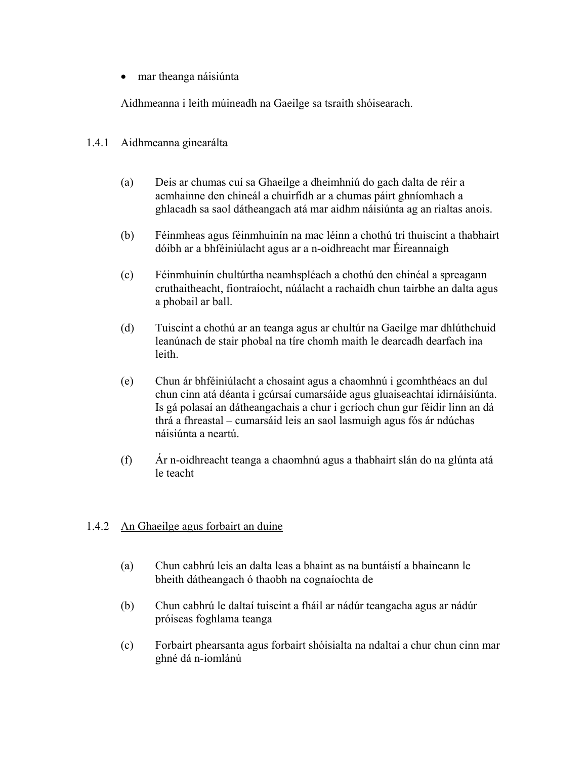- mar theanga náisiúnta

Aidhmeanna i leith múineadh na Gaeilge sa tsraith shóisearach.

### 1.4.1 Aidhmeanna ginearálta

(a) Deis ar chumas cuí sa Ghaeilge a dheimhniú do gach dalta de réir a acmhainne den chineál a chuirfidh ar a chumas páirt ghníomhach a ghlacadh sa saol dátheangach atá mar aidhm náisiúnta ag an rialtas anois.

(b) Féinmheas agus féinmhuinín na mac léinn a chothú trí thuiscint a thabhairt dóibh ar a bhféiniúlacht agus ar a n-oidhreacht mar Éireannaigh

(c) Féinmhuinín chultúrtha neamhspléach a chothú den chinéal a spreagann cruthaitheacht, fiontraíocht, núálacht a rachaidh chun tairbhe an dalta agus a phobail ar ball.

(d) Tuiscint a chothú ar an teanga agus ar chultúr na Gaeilge mar dhlúthchuid leanúnach de stair phobal na tíre chomh maith le dearcadh dearfach ina leith.

(e) Chun ár bhféiniúlacht a chosaint agus a chaomhnú i gcomhthéacs an dul chun cinn atá déanta i gcúrsaí cumarsáide agus gluaiseachtaí idirnáisiúnta. Is gá polasaí an dátheangachais a chur i gcríoch chun gur féidir linn an dá thrá a fhreastal – cumarsáid leis an saol lasmuigh agus fós ár ndúchas náisiúnta a neartú.

(f) Ár n-oidhreacht teanga a chaomhnú agus a thabhairt slán do na glúnta atá le teacht

### 1.4.2 An Ghaeilge agus forbairt an duine

(a) Chun cabhrú leis an dalta leas a bhaint as na buntáistí a bhaineann le bheith dátheangach ó thaobh na cognaíochta de

(b) Chun cabhrú le daltaí tuiscint a fháil ar nádúr teangacha agus ar nádúr próiseas foghlama teanga

(c) Forbairt phearsanta agus forbairt shóisialta na ndaltaí a chur chun cinn mar ghné dá n-iomlánú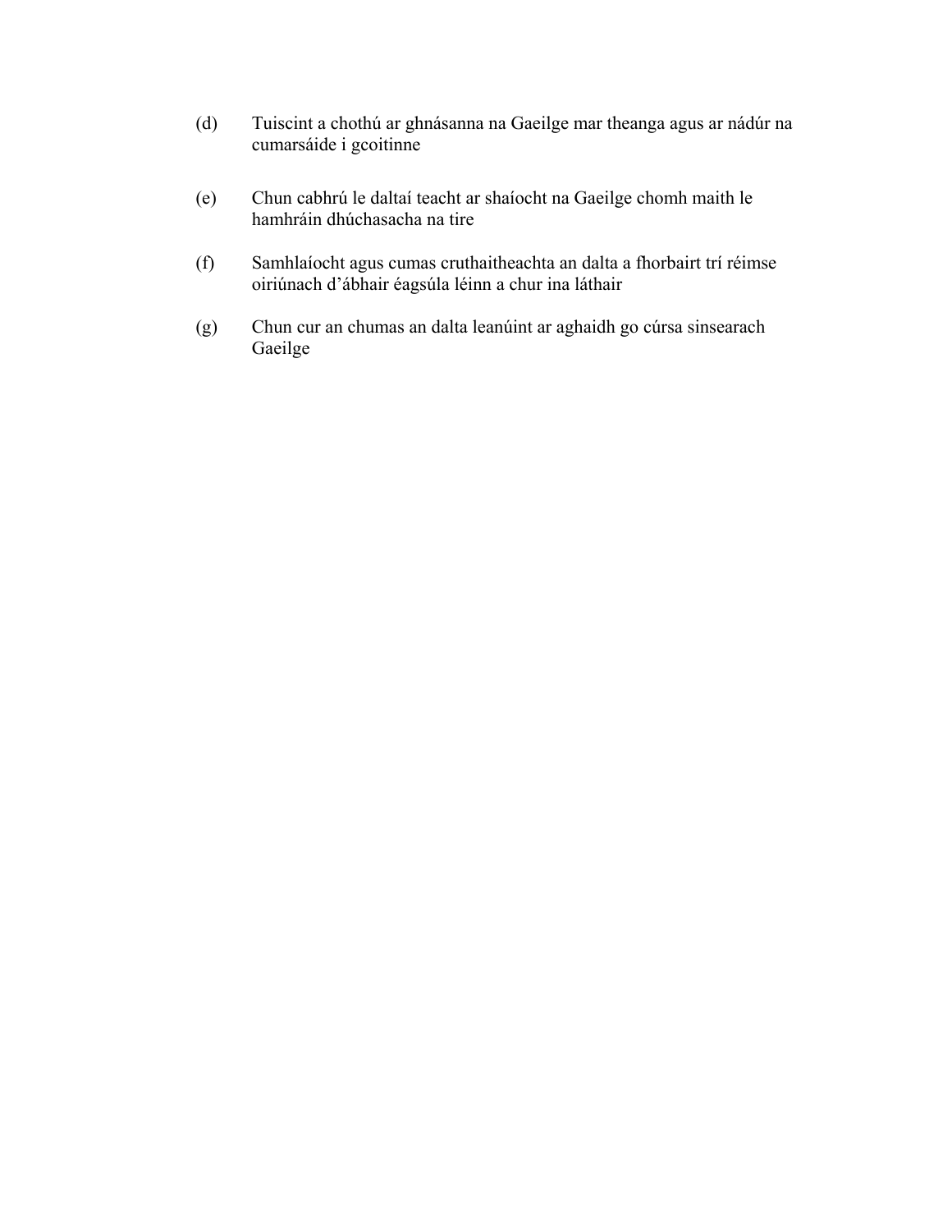(d) Tuiscint a chothú ar ghnásanna na Gaeilge mar theanga agus ar nádúr na cumarsáide i gcoitinne

(e) Chun cabhrú le daltaí teacht ar shaíocht na Gaeilge chomh maith le hamhráin dhúchasacha na tire

(f) Samhlaíocht agus cumas cruthaitheachta an dalta a fhorbairt trí réimse oiriúnach d'ábhair éagsúla léinn a chur ina láthair

(g) Chun cur an chumas an dalta leanúint ar aghaidh go cúrsa sinsearach Gaeilge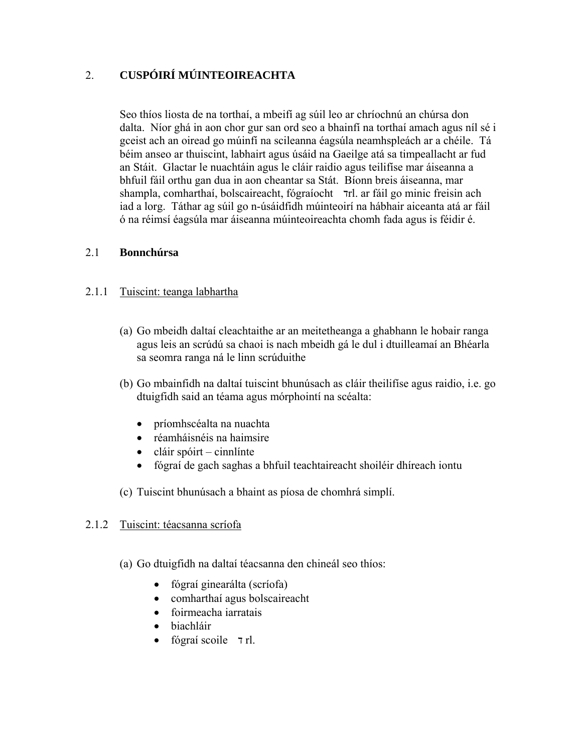## 2. CUSPÓIRÍ MÚINTEOIREACHTA

Seo thíos liosta de na torthaí, a mbeifí ag súil leo ar chríochnú an chúrsa don dalta. Níor ghá in aon chor gur san ord seo a bhainfí na torthaí amach agus níl sé i gceist ach an oiread go múinfí na scileanna éagsúla neamhspleách ar a chéile. Tá béim anseo ar thuiscint, labhairt agus úsáid na Gaeilge atá sa timpeallacht ar fud an Stáit. Glactar le nuachtáin agus le cláir raidio agus teilifíse mar áiseanna a bhfuil fáil orthu gan dua in aon cheantar sa Stát. Bíonn breis áiseanna, mar shampla, comharthaí, bolscaireacht, fógraíocht ⁊rl. ar fáil go minic freisin ach iad a lorg. Táthar ag súil go n-úsáidfidh múinteoirí na hábhair aiceanta atá ar fáil ó na réimsí éagsúla mar áiseanna múinteoireachta chomh fada agus is féidir é.

### 2.1 Bonnchúrsa

#### 2.1.1 Tuiscint: teanga labhartha

(a) Go mbeidh daltaí cleachtaithe ar an meitetheanga a ghabhann le hobair ranga agus leis an scrúdú sa chaoi is nach mbeidh gá le dul i dtuilleamaí an Bhéarla sa seomra ranga ná le linn scrúduithe

(b) Go mbainfidh na daltaí tuiscint bhunúsach as cláir theilifíse agus raidio, i.e. go dtuigfidh said an téama agus mórphointí na scéalta:

- príomhscéalta na nuachta
- réamháisnéis na haimsire
- cláir spóirt – cinnlínte
- fógraí de gach saghas a bhfuil teachtaireacht shoiléir dhíreach iontu

(c) Tuiscint bhunúsach a bhaint as píosa de chomhrá simplí.

#### 2.1.2 Tuiscint: téacsanna scríofa

(a) Go dtuigfidh na daltaí téacsanna den chineál seo thíos:

- fógraí ginearálta (scríofa)
- comharthaí agus bolscaireacht
- foirmeacha iarratais
- biachláir
- fógraí scoile ⁊ rl.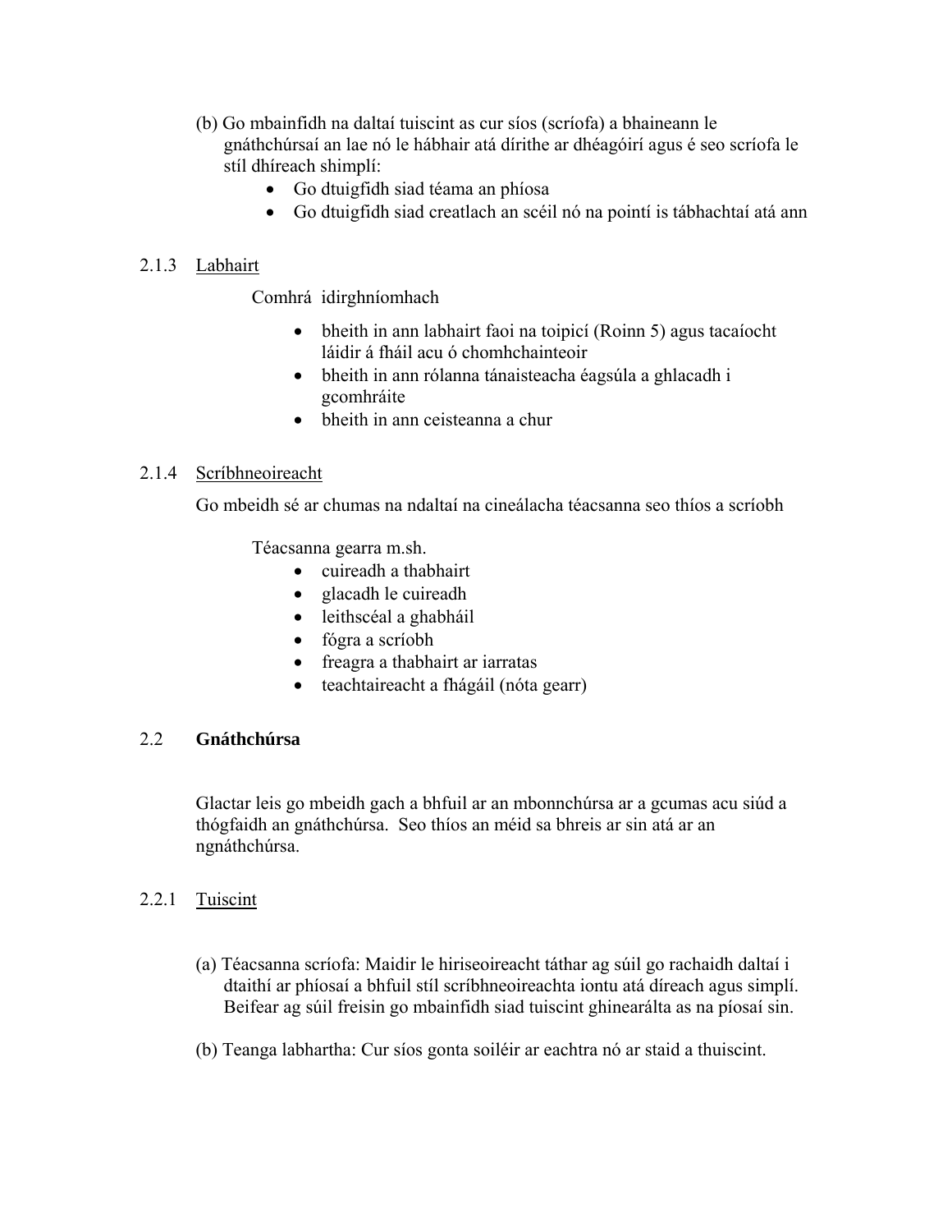(b) Go mbainfidh na daltaí tuiscint as cur síos (scríofa) a bhaineann le gnáthchúrsaí an lae nó le hábhair atá dírithe ar dhéagóirí agus é seo scríofa le stíl dhíreach shimplí:

- Go dtuigfidh siad téama an phíosa
- Go dtuigfidh siad creatlach an scéil nó na pointí is tábhachtaí atá ann

### 2.1.3 Labhairt

Comhrá idirghníomhach

- bheith in ann labhairt faoi na toipicí (Roinn 5) agus tacaíocht láidir á fháil acu ó chomhchainteoir
- bheith in ann rólanna tánaisteacha éagsúla a ghlacadh i gcomhráite
- bheith in ann ceisteanna a chur

### 2.1.4 Scríbhneoireacht

Go mbeidh sé ar chumas na ndaltaí na cineálacha téacsanna seo thíos a scríobh

Téacsanna gearra m.sh.

- cuireadh a thabhairt
- glacadh le cuireadh
- leithscéal a ghabháil
- fógra a scríobh
- freagra a thabhairt ar iarratas
- teachtaireacht a fhágáil (nóta gearr)

## 2.2 **Gnáthchúrsa**

Glactar leis go mbeidh gach a bhfuil ar an mbonnchúrsa ar a gcumas acu siúd a thógfaidh an gnáthchúrsa. Seo thíos an méid sa bhreis ar sin atá ar an ngnáthchúrsa.

### 2.2.1 Tuiscint

(a) Téacsanna scríofa: Maidir le hiriseoireacht táthar ag súil go rachaidh daltaí i dtaithí ar phíosaí a bhfuil stíl scríbhneoireachta iontu atá díreach agus simplí. Beifear ag súil freisin go mbainfidh siad tuiscint ghinearálta as na píosaí sin.

(b) Teanga labhartha: Cur síos gonta soiléir ar eachtra nó ar staid a thuiscint.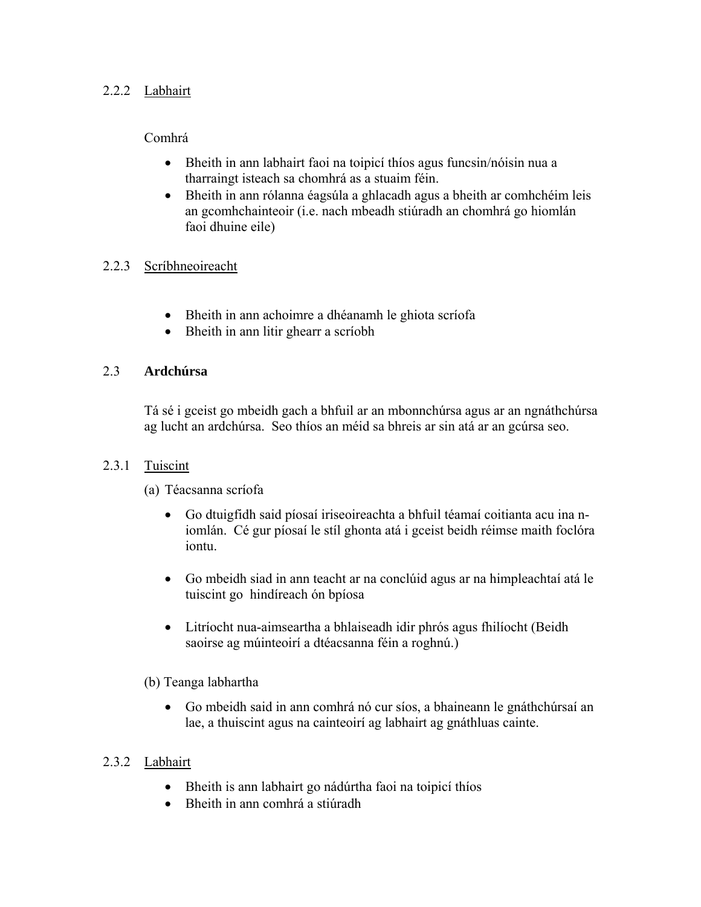### 2.2.2 Labhairt

Comhrá

- Bheith in ann labhairt faoi na toipicí thíos agus funcsin/nóisin nua a tharraingt isteach sa chomhrá as a stuaim féin.
- Bheith in ann rólanna éagsúla a ghlacadh agus a bheith ar comhchéim leis an gcomhchainteoir (i.e. nach mbeadh stiúradh an chomhrá go hiomlán faoi dhuine eile)

### 2.2.3 Scríbhneoireacht

- Bheith in ann achoimre a dhéanamh le ghiota scríofa
- Bheith in ann litir ghearr a scríobh

## 2.3 **Ardchúrsa**

Tá sé i gceist go mbeidh gach a bhfuil ar an mbonnchúrsa agus ar an ngnáthchúrsa ag lucht an ardchúrsa. Seo thíos an méid sa bhreis ar sin atá ar an gcúrsa seo.

### 2.3.1 Tuiscint

(a) Téacsanna scríofa

- Go dtuigfidh said píosaí iriseoireachta a bhfuil téamaí coitianta acu ina n-iomlán. Cé gur píosaí le stíl ghonta atá i gceist beidh réimse maith foclóra iontu.
- Go mbeidh siad in ann teacht ar na conclúid agus ar na himpleachtaí atá le tuiscint go hindíreach ón bpíosa
- Litríocht nua-aimseartha a bhlaiseadh idir phrós agus fhilíocht (Beidh saoirse ag múinteoirí a dtéacsanna féin a roghnú.)

(b) Teanga labhartha

- Go mbeidh said in ann comhrá nó cur síos, a bhaineann le gnáthchúrsaí an lae, a thuiscint agus na cainteoirí ag labhairt ag gnáthluas cainte.

### 2.3.2 Labhairt

- Bheith is ann labhairt go nádúrtha faoi na toipicí thíos
- Bheith in ann comhrá a stiúradh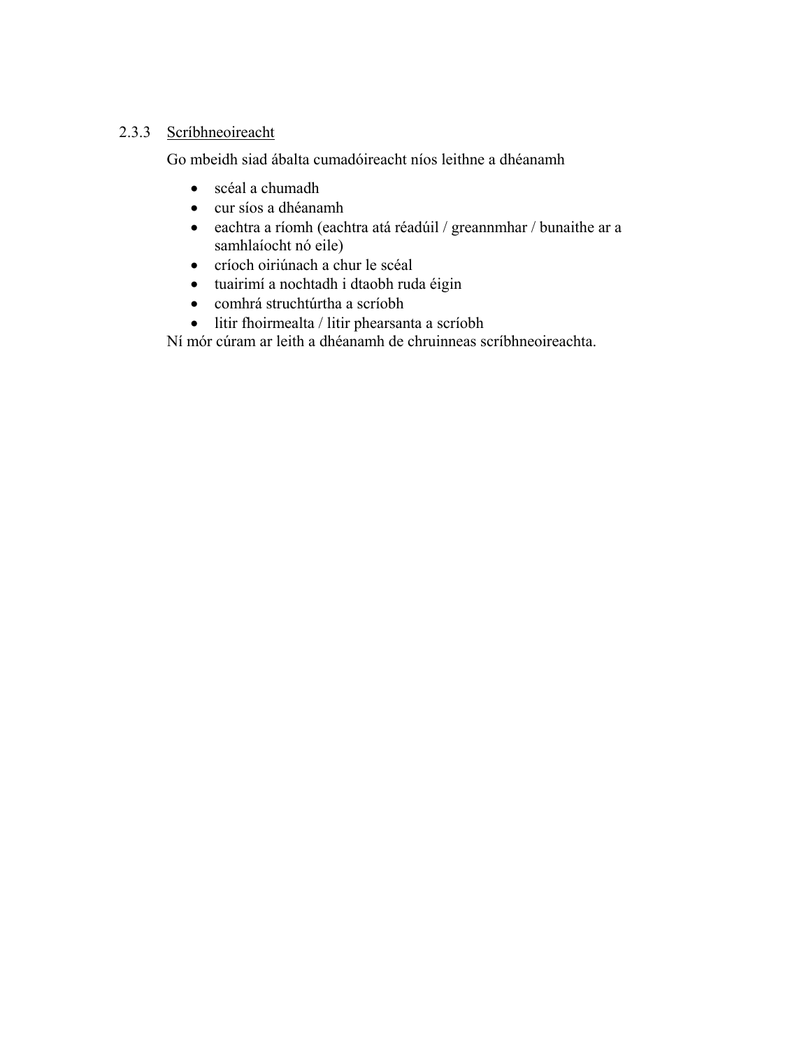### 2.3.3 Scríbhneoireacht

Go mbeidh siad ábalta cumadóireacht níos leithne a dhéanamh

- scéal a chumadh
- cur síos a dhéanamh
- eachtra a ríomh (eachtra atá réadúil / greannmhar / bunaithe ar a samhlaíocht nó eile)
- críoch oiriúnach a chur le scéal
- tuairimí a nochtadh i dtaobh ruda éigin
- comhrá struchtúrtha a scríobh
- litir fhoirmealta / litir phearsanta a scríobh

Ní mór cúram ar leith a dhéanamh de chruinneas scríbhneoireachta.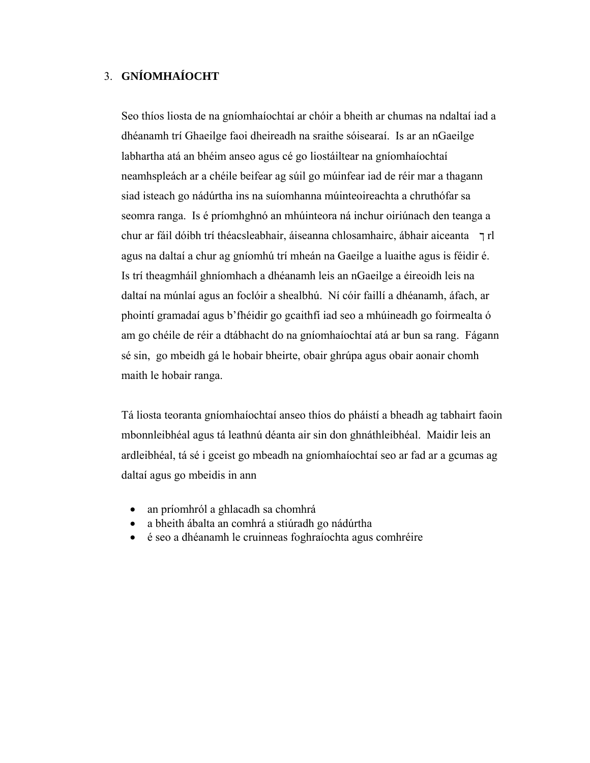## 3. **GNÍOMHAÍOCHT**

Seo thíos liosta de na gníomhaíochtaí ar chóir a bheith ar chumas na ndaltaí iad a dhéanamh trí Ghaeilge faoi dheireadh na sraithe sóisearaí. Is ar an nGaeilge labhartha atá an bhéim anseo agus cé go liostáiltear na gníomhaíochtaí neamhspleách ar a chéile beifear ag súil go múinfear iad de réir mar a thagann siad isteach go nádúrtha ins na suíomhanna múinteoireachta a chruthófar sa seomra ranga. Is é príomhghnó an mhúinteora ná inchur oiriúnach den teanga a chur ar fáil dóibh trí théacsleabhair, áiseanna chlosamhairc, ábhair aiceanta ⁊ rl agus na daltaí a chur ag gníomhú trí mheán na Gaeilge a luaithe agus is féidir é. Is trí theagmháil ghníomhach a dhéanamh leis an nGaeilge a éireoidh leis na daltaí na múnlaí agus an foclóir a shealbhú. Ní cóir faillí a dhéanamh, áfach, ar phointí gramadaí agus b'fhéidir go gcaithfí iad seo a mhúineadh go foirmealta ó am go chéile de réir a dtábhacht do na gníomhaíochtaí atá ar bun sa rang. Fágann sé sin, go mbeidh gá le hobair bheirte, obair ghrúpa agus obair aonair chomh maith le hobair ranga.

Tá liosta teoranta gníomhaíochtaí anseo thíos do pháistí a bheadh ag tabhairt faoin mbonnleibhéal agus tá leathnú déanta air sin don ghnáthleibhéal. Maidir leis an ardleibhéal, tá sé i gceist go mbeadh na gníomhaíochtaí seo ar fad ar a gcumas ag daltaí agus go mbeidis in ann

- an príomhról a ghlacadh sa chomhrá
- a bheith ábalta an comhrá a stiúradh go nádúrtha
- é seo a dhéanamh le cruinneas foghraíochta agus comhréire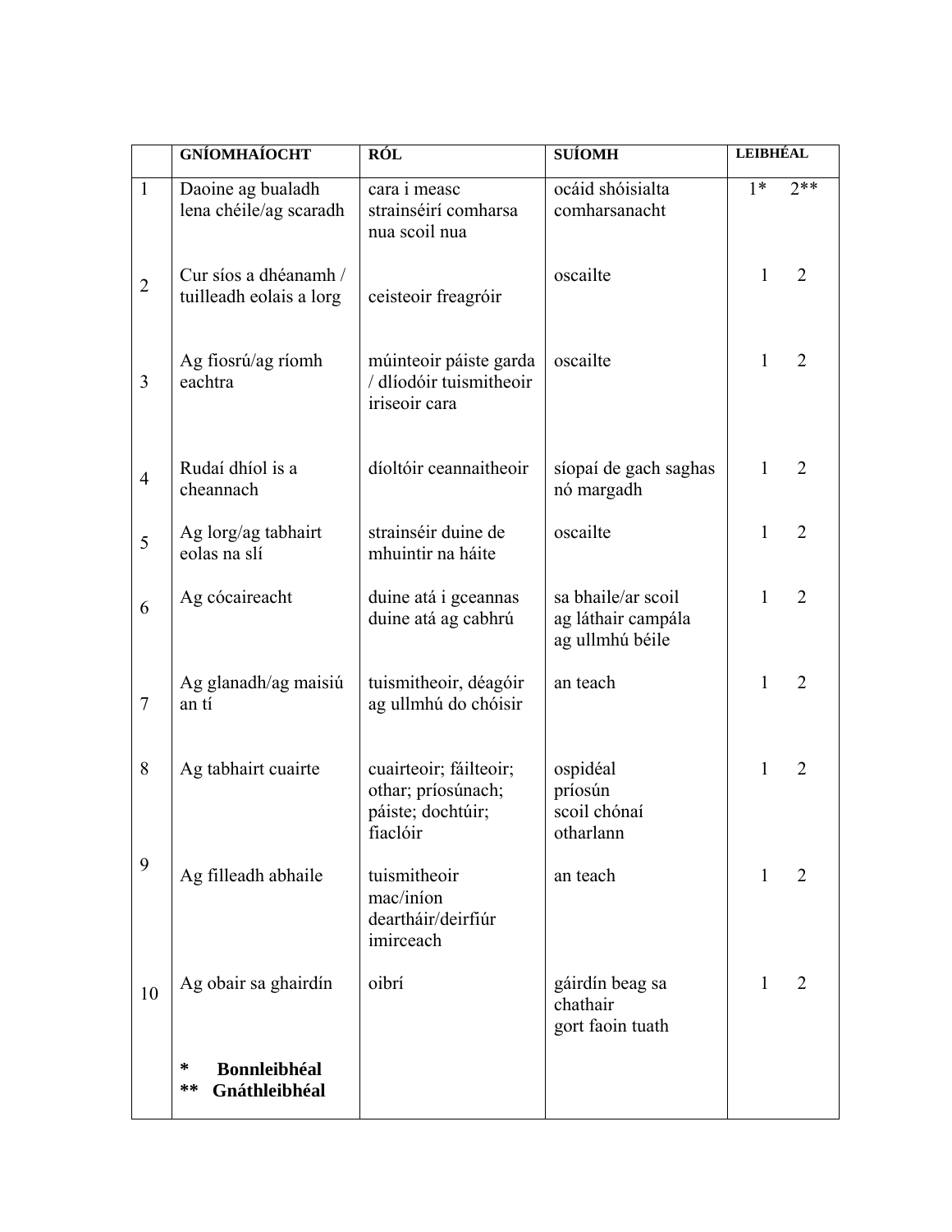| | GNÍOMHAÍOCHT | RÓL | SUÍOMH | LEIBHÉAL |
|---|---|---|---|---|
| 1 | Daoine ag bualadh lena chéile/ag scaradh | cara i measc strainséirí comharsa nua scoil nua | ocáid shóisialta comharsanacht | 1* 2** |
| 2 | Cur síos a dhéanamh / tuilleadh eolais a lorg | ceisteoir freagróir | oscailte | 1 2 |
| 3 | Ag fiosrú/ag ríomh eachtra | múinteoir páiste garda / dlíodóir tuismitheoir iriseoir cara | oscailte | 1 2 |
| 4 | Rudaí dhíol is a cheannach | díoltóir ceannaitheoir | síopaí de gach saghas nó margadh | 1 2 |
| 5 | Ag lorg/ag tabhairt eolas na slí | strainséir duine de mhuintir na háite | oscailte | 1 2 |
| 6 | Ag cócaireacht | duine atá i gceannas duine atá ag cabhrú | sa bhaile/ar scoil ag láthair campála ag ullmhú béile | 1 2 |
| 7 | Ag glanadh/ag maisiú an tí | tuismitheoir, déagóir ag ullmhú do chóisir | an teach | 1 2 |
| 8 | Ag tabhairt cuairte | cuairteoir; fáilteoir; othar; príosúnach; páiste; dochtúir; fiaclóir | ospidéal príosún scoil chónaí otharlann | 1 2 |
| 9 | Ag filleadh abhaile | tuismitheoir mac/iníon dearthair/deirfiúr imirceach | an teach | 1 2 |
| 10 | Ag obair sa ghairdín | oibrí | gáirdín beag sa chathair gort faoin tuath | 1 2 |
| | **\* Bonnleibhéal**<br>**\*\* Gnáthleibhéal** | | | |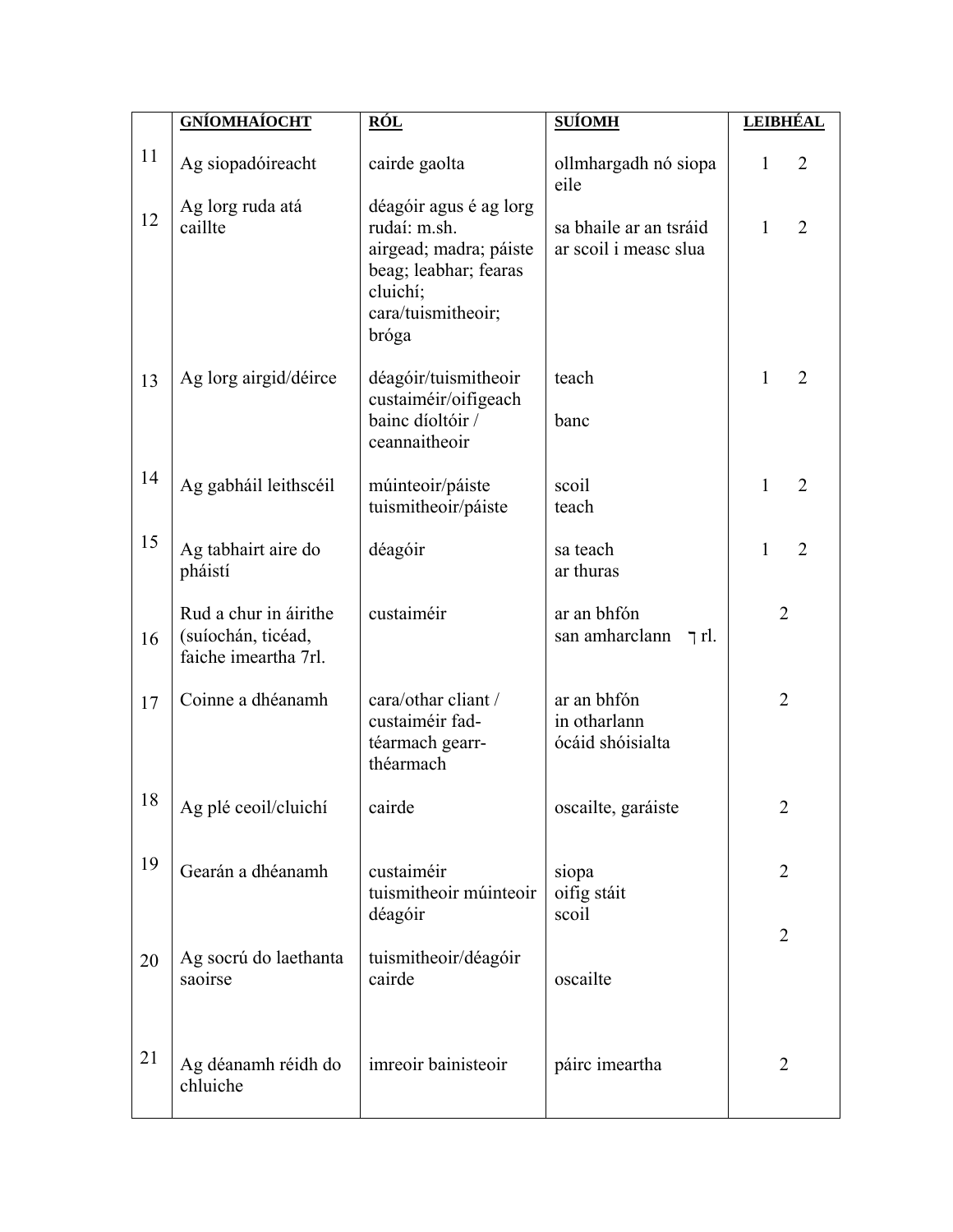| | GNÍOMHAÍOCHT | RÓL | SUÍOMH | LEIBHÉAL |
|---|---|---|---|---|
| 11 | Ag siopadóireacht | cairde gaolta | ollmhargadh nó siopa eile | 1 2 |
| 12 | Ag lorg ruda atá caillte | déagóir agus é ag lorg rudaí: m.sh. airgead; madra; páiste beag; leabhar; fearas cluichí; cara/tuismitheoir; bróga | sa bhaile ar an tsráid ar scoil i measc slua | 1 2 |
| 13 | Ag lorg airgid/déirce | déagóir/tuismitheoir custaiméir/oifigeach bainc díoltóir / ceannaitheoir | teach banc | 1 2 |
| 14 | Ag gabháil leithscéil | múinteoir/páiste tuismitheoir/páiste | scoil teach | 1 2 |
| 15 | Ag tabhairt aire do pháistí | déagóir | sa teach ar thuras | 1 2 |
| 16 | Rud a chur in áirithe (suíochán, ticéad, faiche imeartha 7rl. | custaiméir | ar an bhfón san amharclann ⁊rl. | 2 |
| 17 | Coinne a dhéanamh | cara/othar cliant / custaiméir fad-téarmach gearr-théarmach | ar an bhfón in otharlann ócáid shóisialta | 2 |
| 18 | Ag plé ceoil/cluichí | cairde | oscailte, garáiste | 2 |
| 19 | Gearán a dhéanamh | custaiméir tuismitheoir múinteoir déagóir | siopa oifig stáit scoil | 2 |
| 20 | Ag socrú do laethanta saoirse | tuismitheoir/déagóir cairde | oscailte | 2 |
| 21 | Ag déanamh réidh do chluiche | imreoir bainisteoir | páirc imeartha | 2 |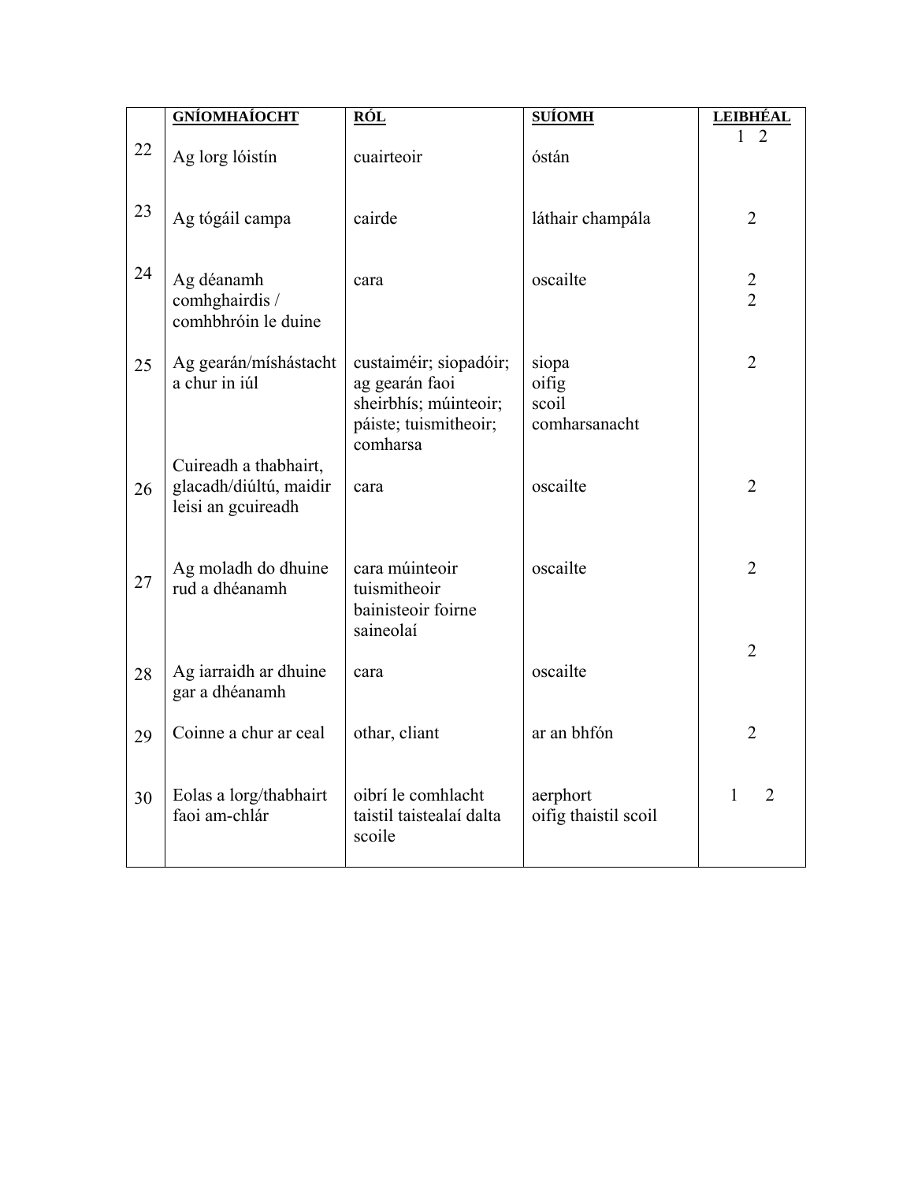| | GNÍOMHAÍOCHT | RÓL | SUÍOMH | LEIBHÉAL |
|---|---|---|---|---|
| 22 | Ag lorg lóistín | cuairteoir | óstán | 1 2 |
| 23 | Ag tógáil campa | cairde | láthair champála | 2 |
| 24 | Ag déanamh comhghairdis / comhbhróin le duine | cara | oscailte | 2<br>2 |
| 25 | Ag gearán/míshástacht a chur in iúl | custaiméir; siopadóir; ag gearán faoi sheirbhís; múinteoir; páiste; tuismitheoir; comharsa | siopa<br>oifig<br>scoil<br>comharsanacht | 2 |
| 26 | Cuireadh a thabhairt, glacadh/diúltú, maidir leisi an gcuireadh | cara | oscailte | 2 |
| 27 | Ag moladh do dhuine rud a dhéanamh | cara múinteoir tuismitheoir bainisteoir foirne saineolaí | oscailte | 2 |
| 28 | Ag iarraidh ar dhuine gar a dhéanamh | cara | oscailte | 2 |
| 29 | Coinne a chur ar ceal | othar, cliant | ar an bhfón | 2 |
| 30 | Eolas a lorg/thabhairt faoi am-chlár | oibrí le comhlacht taistil taistealaí dalta scoile | aerphort<br>oifig thaistil scoil | 1 2 |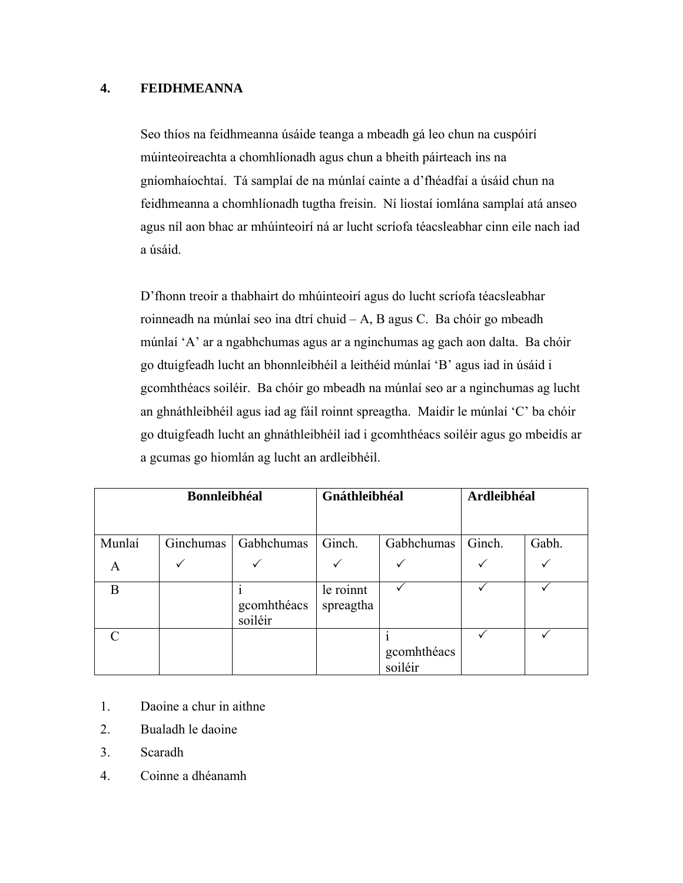## 4. FEIDHMEANNA

Seo thíos na feidhmeanna úsáide teanga a mbeadh gá leo chun na cuspóirí múinteoireachta a chomhlíonadh agus chun a bheith páirteach ins na gníomhaíochtaí. Tá samplaí de na múnlaí cainte a d'fhéadfaí a úsáid chun na feidhmeanna a chomhlíonadh tugtha freisin. Ní liostaí iomlána samplaí atá anseo agus níl aon bhac ar mhúinteoirí ná ar lucht scríofa téacsleabhar cinn eile nach iad a úsáid.

D'fhonn treoir a thabhairt do mhúinteoirí agus do lucht scríofa téacsleabhar roinneadh na múnlaí seo ina dtrí chuid – A, B agus C. Ba chóir go mbeadh múnlaí 'A' ar a ngabhchumas agus ar a nginchumas ag gach aon dalta. Ba chóir go dtuigfeadh lucht an bhonnleibhéil a leithéid múnlaí 'B' agus iad in úsáid i gcomhthéacs soiléir. Ba chóir go mbeadh na múnlaí seo ar a nginchumas ag lucht an ghnáthleibhéil agus iad ag fáil roinnt spreagtha. Maidir le múnlaí 'C' ba chóir go dtuigfeadh lucht an ghnáthleibhéil iad i gcomhthéacs soiléir agus go mbeidís ar a gcumas go hiomlán ag lucht an ardleibhéil.

| | **Bonnleibhéal** | | **Gnáthleibhéal** | | **Ardleibhéal** | |
|---|---|---|---|---|---|---|
| Munlaí | Ginchumas | Gabhchumas | Ginch. | Gabhchumas | Ginch. | Gabh. |
| A | ✓ | ✓ | ✓ | ✓ | ✓ | ✓ |
| B | | i gcomhthéacs soiléir | le roinnt spreagtha | ✓ | ✓ | ✓ |
| C | | | | i gcomhthéacs soiléir | ✓ | ✓ |

1. Daoine a chur in aithne
2. Bualadh le daoine
3. Scaradh
4. Coinne a dhéanamh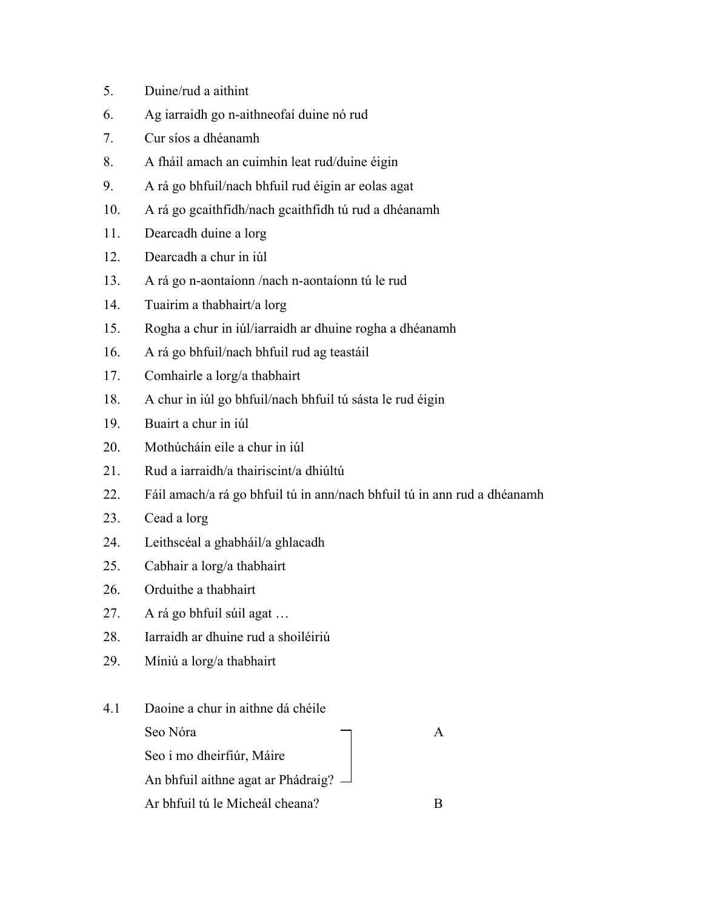5. Duine/rud a aithint
6. Ag iarraidh go n-aithneofaí duine nó rud
7. Cur síos a dhéanamh
8. A fháil amach an cuimhin leat rud/duine éigin
9. A rá go bhfuil/nach bhfuil rud éigin ar eolas agat
10. A rá go gcaithfidh/nach gcaithfidh tú rud a dhéanamh
11. Dearcadh duine a lorg
12. Dearcadh a chur in iúl
13. A rá go n-aontaíonn /nach n-aontaíonn tú le rud
14. Tuairim a thabhairt/a lorg
15. Rogha a chur in iúl/iarraidh ar dhuine rogha a dhéanamh
16. A rá go bhfuil/nach bhfuil rud ag teastáil
17. Comhairle a lorg/a thabhairt
18. A chur in iúl go bhfuil/nach bhfuil tú sásta le rud éigin
19. Buairt a chur in iúl
20. Mothúcháin eile a chur in iúl
21. Rud a iarraidh/a thairiscint/a dhiúltú
22. Fáil amach/a rá go bhfuil tú in ann/nach bhfuil tú in ann rud a dhéanamh
23. Cead a lorg
24. Leithscéal a ghabháil/a ghlacadh
25. Cabhair a lorg/a thabhairt
26. Orduithe a thabhairt
27. A rá go bhfuil súil agat …
28. Iarraidh ar dhuine rud a shoiléiriú
29. Míniú a lorg/a thabhairt

4.1 Daoine a chur in aithne dá chéile

| | |
|---|---|
| Seo Nóra<br>Seo i mo dheirfiúr, Máire<br>An bhfuil aithne agat ar Phádraig? | A |
| Ar bhfuil tú le Micheál cheana? | B |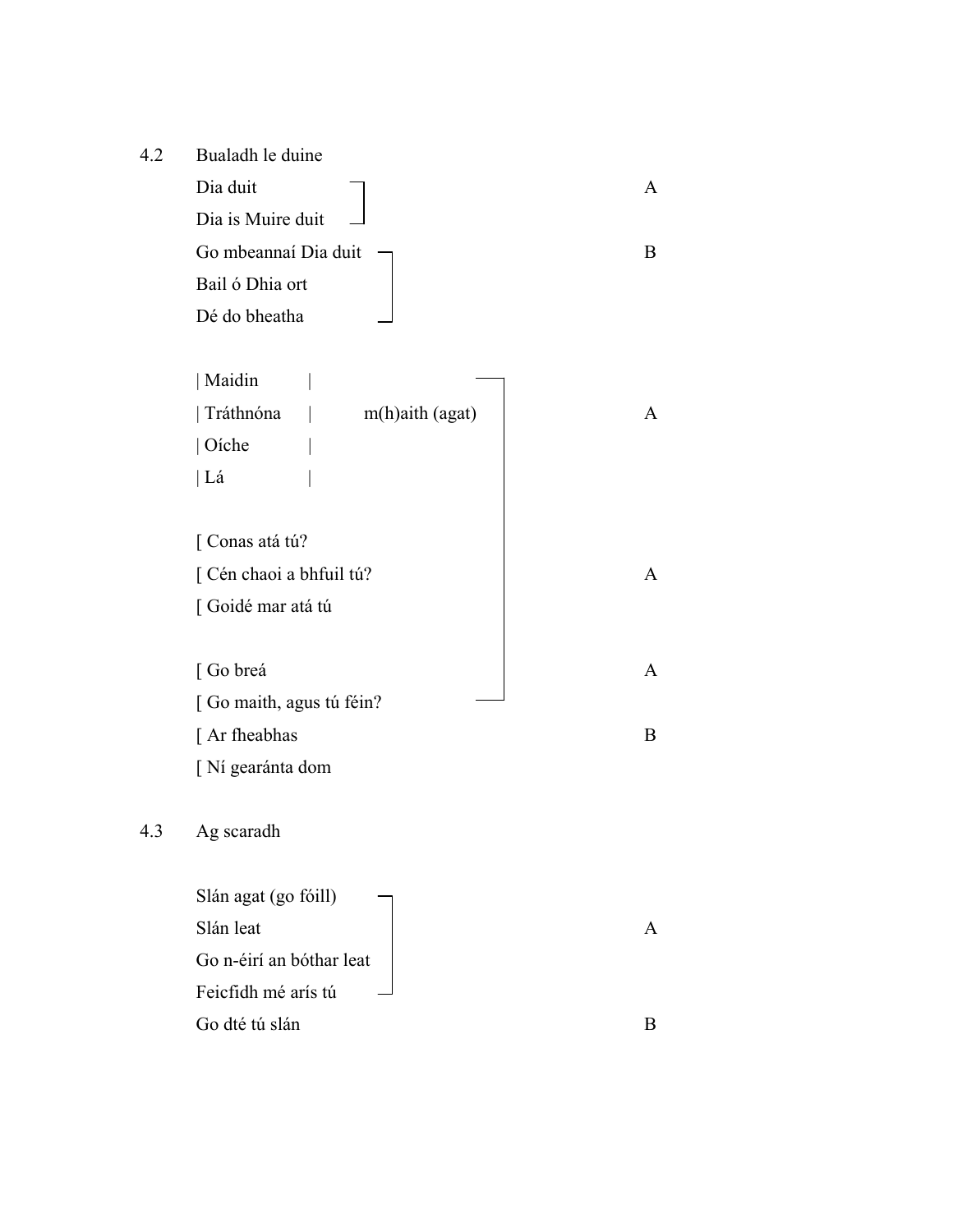4.2 Bualadh le duine

| Frása | Leibhéal |
| --- | --- |
| Dia duit<br>Dia is Muire duit | A |
| Go mbeannaí Dia duit<br>Bail ó Dhia ort<br>Dé do bheatha | B |
| Maidin / Tráthnóna / Oíche / Lá — m(h)aith (agat) | A |
| Conas atá tú?<br>Cén chaoi a bhfuil tú?<br>Goidé mar atá tú | A |
| Go breá<br>Go maith, agus tú féin? | A |
| Ar fheabhas<br>Ní gearánta dom | B |

4.3 Ag scaradh

| Frása | Leibhéal |
| --- | --- |
| Slán agat (go fóill)<br>Slán leat<br>Go n-éirí an bóthar leat<br>Feicfidh mé arís tú | A |
| Go dté tú slán | B |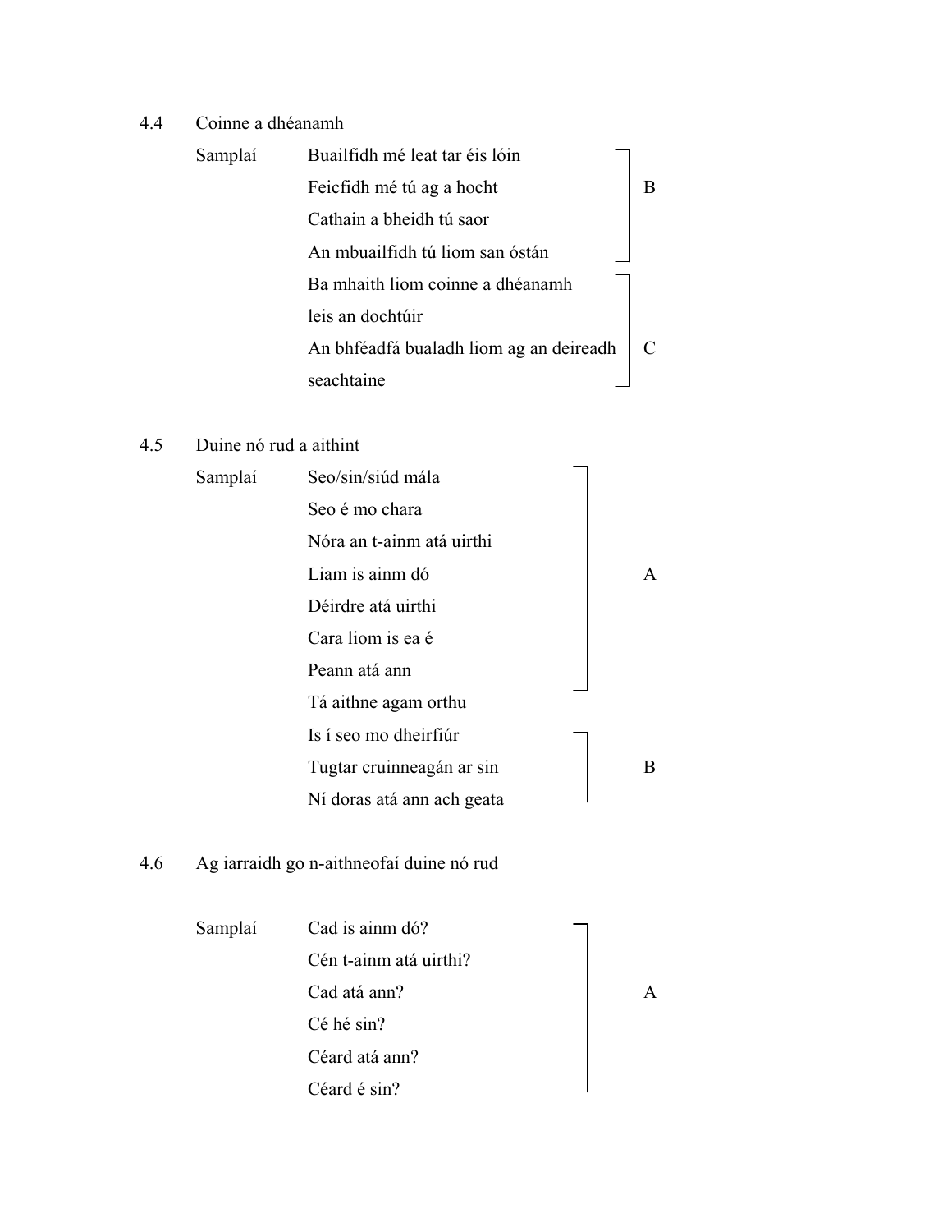4.4 Coinne a dhéanamh

| Samplaí | | |
|---|---|---|
| | Buailfidh mé leat tar éis lóin | B |
| | Feicfidh mé tú ag a hocht | B |
| | Cathain a bheidh tú saor | B |
| | An mbuailfidh tú liom san óstán | B |
| | Ba mhaith liom coinne a dhéanamh leis an dochtúir | C |
| | An bhféadfá bualadh liom ag an deireadh seachtaine | C |

4.5 Duine nó rud a aithint

| Samplaí | | |
|---|---|---|
| | Seo/sin/siúd mála | A |
| | Seo é mo chara | A |
| | Nóra an t-ainm atá uirthi | A |
| | Liam is ainm dó | A |
| | Déirdre atá uirthi | A |
| | Cara liom is ea é | A |
| | Peann atá ann | A |
| | Tá aithne agam orthu | |
| | Is í seo mo dheirfiúr | B |
| | Tugtar cruinneagán ar sin | B |
| | Ní doras atá ann ach geata | B |

4.6 Ag iarraidh go n-aithneofaí duine nó rud

| Samplaí | | |
|---|---|---|
| | Cad is ainm dó? | A |
| | Cén t-ainm atá uirthi? | A |
| | Cad atá ann? | A |
| | Cé hé sin? | A |
| | Céard atá ann? | A |
| | Céard é sin? | A |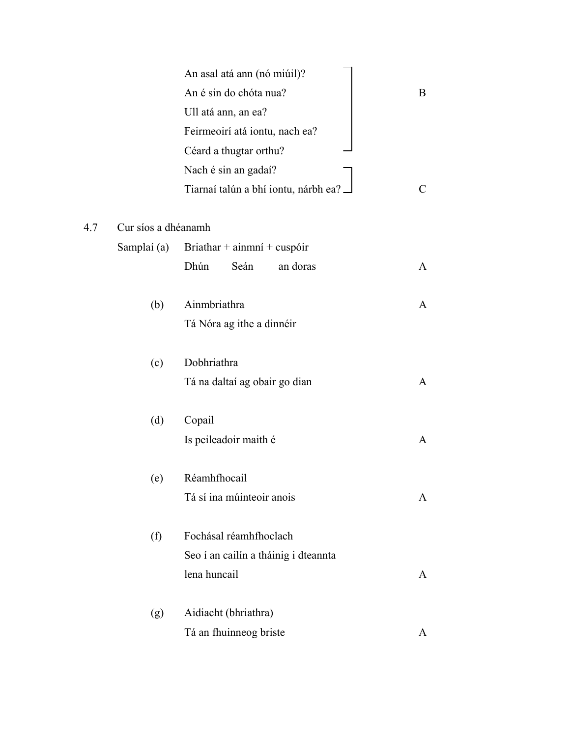| | | |
|---|---|---|
| | An asal atá ann (nó miúil)? | |
| | An é sin do chóta nua? | B |
| | Ull atá ann, an ea? | |
| | Feirmeoirí atá iontu, nach ea? | |
| | Céard a thugtar orthu? | |
| | Nach é sin an gadaí? | |
| | Tiarnaí talún a bhí iontu, nárbh ea? | C |

4.7 Cur síos a dhéanamh

| | | |
|---|---|---|
| Samplaí (a) | Briathar + ainmní + cuspóir | |
| | Dhún Seán an doras | A |
| (b) | Ainmbriathra | A |
| | Tá Nóra ag ithe a dinnéir | |
| (c) | Dobhriathra | |
| | Tá na daltaí ag obair go dian | A |
| (d) | Copail | |
| | Is peileadoir maith é | A |
| (e) | Réamhfhocail | |
| | Tá sí ina múinteoir anois | A |
| (f) | Fochásal réamhfhoclach | |
| | Seo í an cailín a tháinig i dteannta lena huncail | A |
| (g) | Aidiacht (bhriathra) | |
| | Tá an fhuinneog briste | A |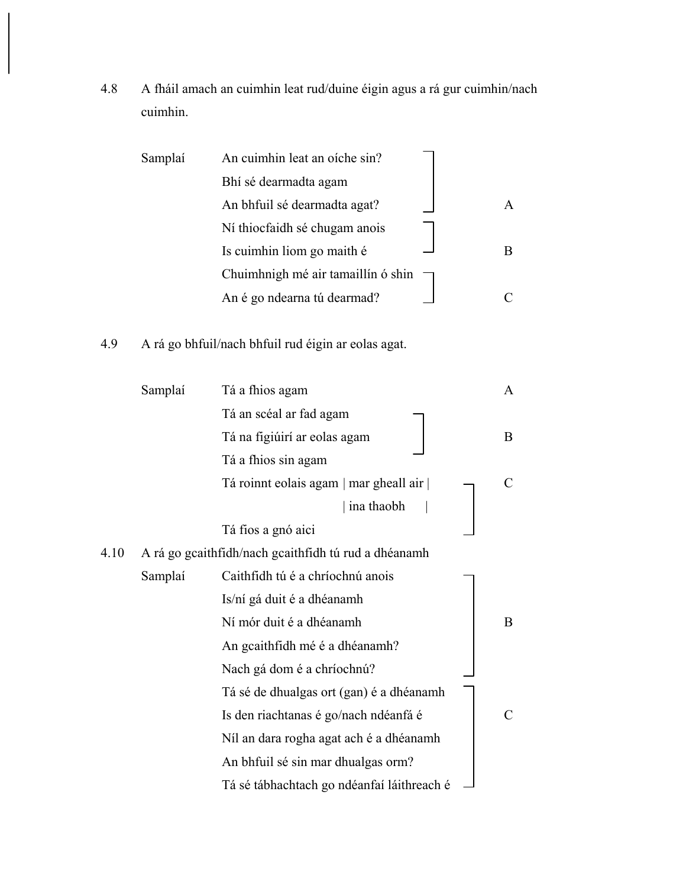4.8 A fháil amach an cuimhin leat rud/duine éigin agus a rá gur cuimhin/nach cuimhin.

| Samplaí | | |
|---|---|---|
| | An cuimhin leat an oíche sin? | |
| | Bhí sé dearmadta agam | |
| | An bhfuil sé dearmadta agat? | A |
| | Ní thiocfaidh sé chugam anois | |
| | Is cuimhin liom go maith é | B |
| | Chuimhnigh mé air tamaillín ó shin | |
| | An é go ndearna tú dearmad? | C |

4.9 A rá go bhfuil/nach bhfuil rud éigin ar eolas agat.

| Samplaí | | |
|---|---|---|
| | Tá a fhios agam | A |
| | Tá an scéal ar fad agam | |
| | Tá na figiúirí ar eolas agam | B |
| | Tá a fhios sin agam | |
| | Tá roinnt eolais agam \| mar gheall air \| / \| ina thaobh \| | C |
| | Tá fios a gnó aici | |

4.10 A rá go gcaithfidh/nach gcaithfidh tú rud a dhéanamh

| Samplaí | | |
|---|---|---|
| | Caithfidh tú é a chríochnú anois | |
| | Is/ní gá duit é a dhéanamh | |
| | Ní mór duit é a dhéanamh | B |
| | An gcaithfidh mé é a dhéanamh? | |
| | Nach gá dom é a chríochnú? | |
| | Tá sé de dhualgas ort (gan) é a dhéanamh | |
| | Is den riachtanas é go/nach ndéanfá é | C |
| | Níl an dara rogha agat ach é a dhéanamh | |
| | An bhfuil sé sin mar dhualgas orm? | |
| | Tá sé tábhachtach go ndéanfaí láithreach é | |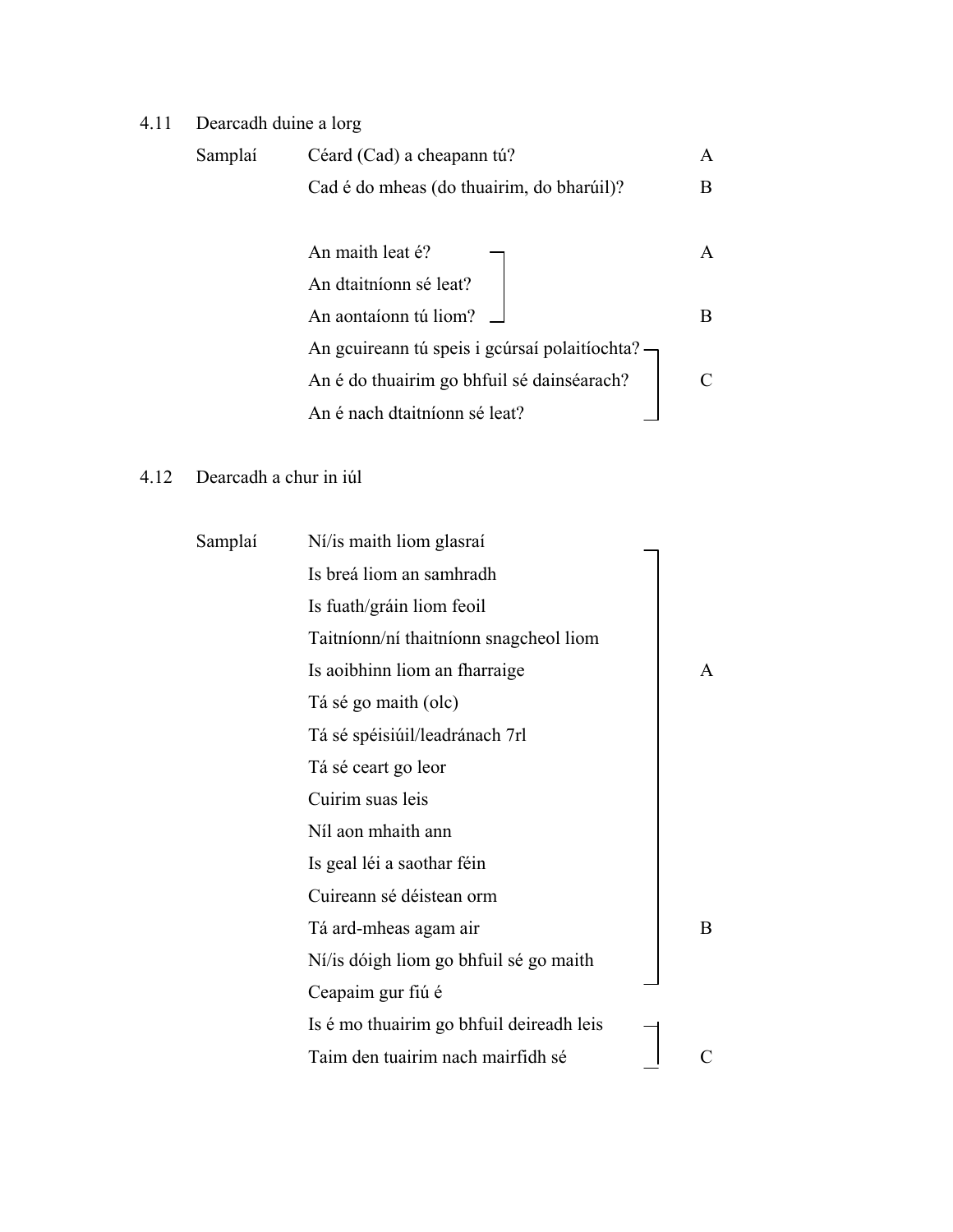4.11 Dearcadh duine a lorg

| | | |
|---|---|---|
| Samplaí | Céard (Cad) a cheapann tú? | A |
| | Cad é do mheas (do thuairim, do bharúil)? | B |
| | | |
| | An maith leat é? | A |
| | An dtaitníonn sé leat? | |
| | An aontaíonn tú liom? | B |
| | An gcuireann tú speis i gcúrsaí polaitíochta? | |
| | An é do thuairim go bhfuil sé dainséarach? | C |
| | An é nach dtaitníonn sé leat? | |

4.12 Dearcadh a chur in iúl

| | | |
|---|---|---|
| Samplaí | Ní/is maith liom glasraí | |
| | Is breá liom an samhradh | |
| | Is fuath/gráin liom feoil | |
| | Taitníonn/ní thaitníonn snagcheol liom | |
| | Is aoibhinn liom an fharraige | A |
| | Tá sé go maith (olc) | |
| | Tá sé spéisiúil/leadránach 7rl | |
| | Tá sé ceart go leor | |
| | Cuirim suas leis | |
| | Níl aon mhaith ann | |
| | Is geal léi a saothar féin | |
| | Cuireann sé déistean orm | |
| | Tá ard-mheas agam air | B |
| | Ní/is dóigh liom go bhfuil sé go maith | |
| | Ceapaim gur fiú é | |
| | Is é mo thuairim go bhfuil deireadh leis | |
| | Taim den tuairim nach mairfidh sé | C |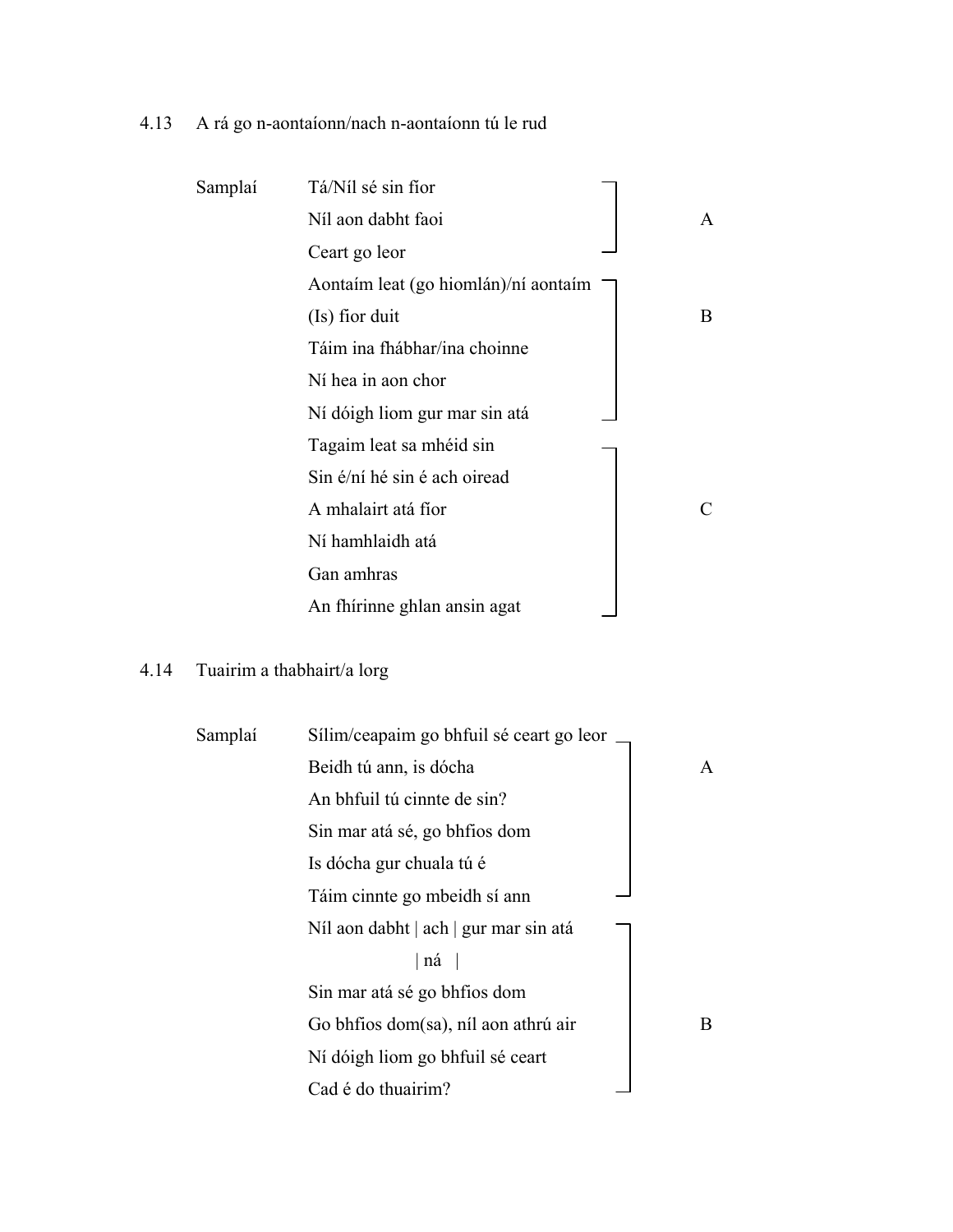## 4.13 A rá go n-aontaíonn/nach n-aontaíonn tú le rud

| Samplaí | | |
|---|---|---|
| | Tá/Níl sé sin fíor | A |
| | Níl aon dabht faoi | |
| | Ceart go leor | |
| | Aontaím leat (go hiomlán)/ní aontaím | B |
| | (Is) fíor duit | |
| | Táim ina fhábhar/ina choinne | |
| | Ní hea in aon chor | |
| | Ní dóigh liom gur mar sin atá | |
| | Tagaim leat sa mhéid sin | C |
| | Sin é/ní hé sin é ach oiread | |
| | A mhalairt atá fíor | |
| | Ní hamhlaidh atá | |
| | Gan amhras | |
| | An fhírinne ghlan ansin agat | |

## 4.14 Tuairim a thabhairt/a lorg

| Samplaí | | |
|---|---|---|
| | Sílim/ceapaim go bhfuil sé ceart go leor | A |
| | Beidh tú ann, is dócha | |
| | An bhfuil tú cinnte de sin? | |
| | Sin mar atá sé, go bhfios dom | |
| | Is dócha gur chuala tú é | |
| | Táim cinnte go mbeidh sí ann | |
| | Níl aon dabht \| ach \| gur mar sin atá<br>\| ná \| | B |
| | Sin mar atá sé go bhfios dom | |
| | Go bhfios dom(sa), níl aon athrú air | |
| | Ní dóigh liom go bhfuil sé ceart | |
| | Cad é do thuairim? | |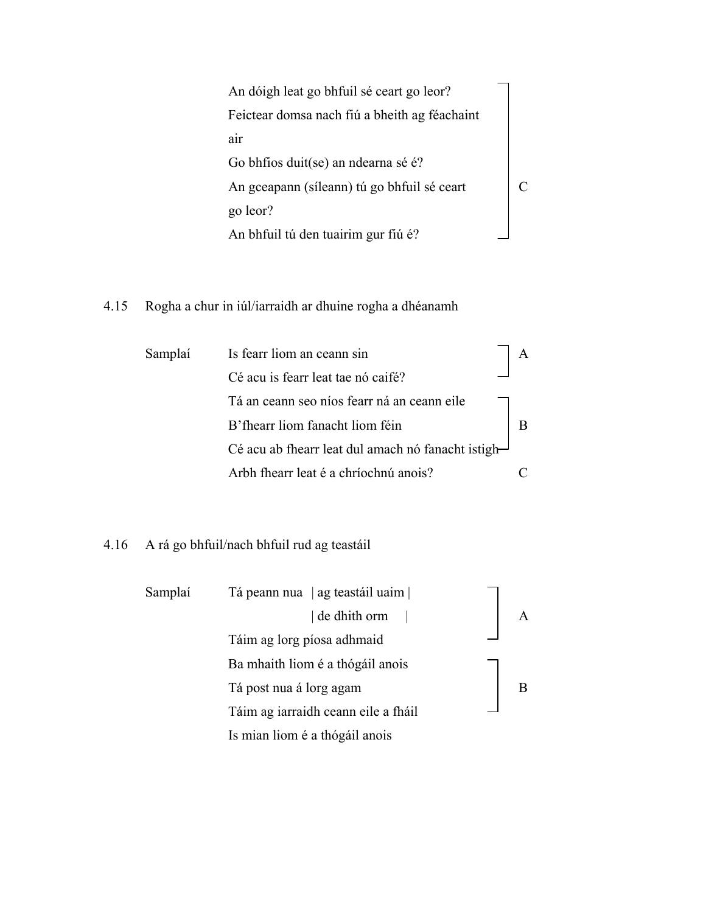| | | |
|---|---|---|
| | An dóigh leat go bhfuil sé ceart go leor? | C |
| | Feictear domsa nach fiú a bheith ag féachaint air | C |
| | Go bhfios duit(se) an ndearna sé é? | C |
| | An gceapann (síleann) tú go bhfuil sé ceart go leor? | C |
| | An bhfuil tú den tuairim gur fiú é? | C |

4.15 Rogha a chur in iúl/iarraidh ar dhuine rogha a dhéanamh

| | | |
|---|---|---|
| Samplaí | Is fearr liom an ceann sin | A |
| | Cé acu is fearr leat tae nó caifé? | A |
| | Tá an ceann seo níos fearr ná an ceann eile | B |
| | B'fhearr liom fanacht liom féin | B |
| | Cé acu ab fhearr leat dul amach nó fanacht istigh | B |
| | Arbh fhearr leat é a chríochnú anois? | C |

4.16 A rá go bhfuil/nach bhfuil rud ag teastáil

| | | |
|---|---|---|
| Samplaí | Tá peann nua \| ag teastáil uaim \| / \| de dhith orm \| | A |
| | Táim ag lorg píosa adhmaid | A |
| | Ba mhaith liom é a thógáil anois | B |
| | Tá post nua á lorg agam | B |
| | Táim ag iarraidh ceann eile a fháil | B |
| | Is mian liom é a thógáil anois | |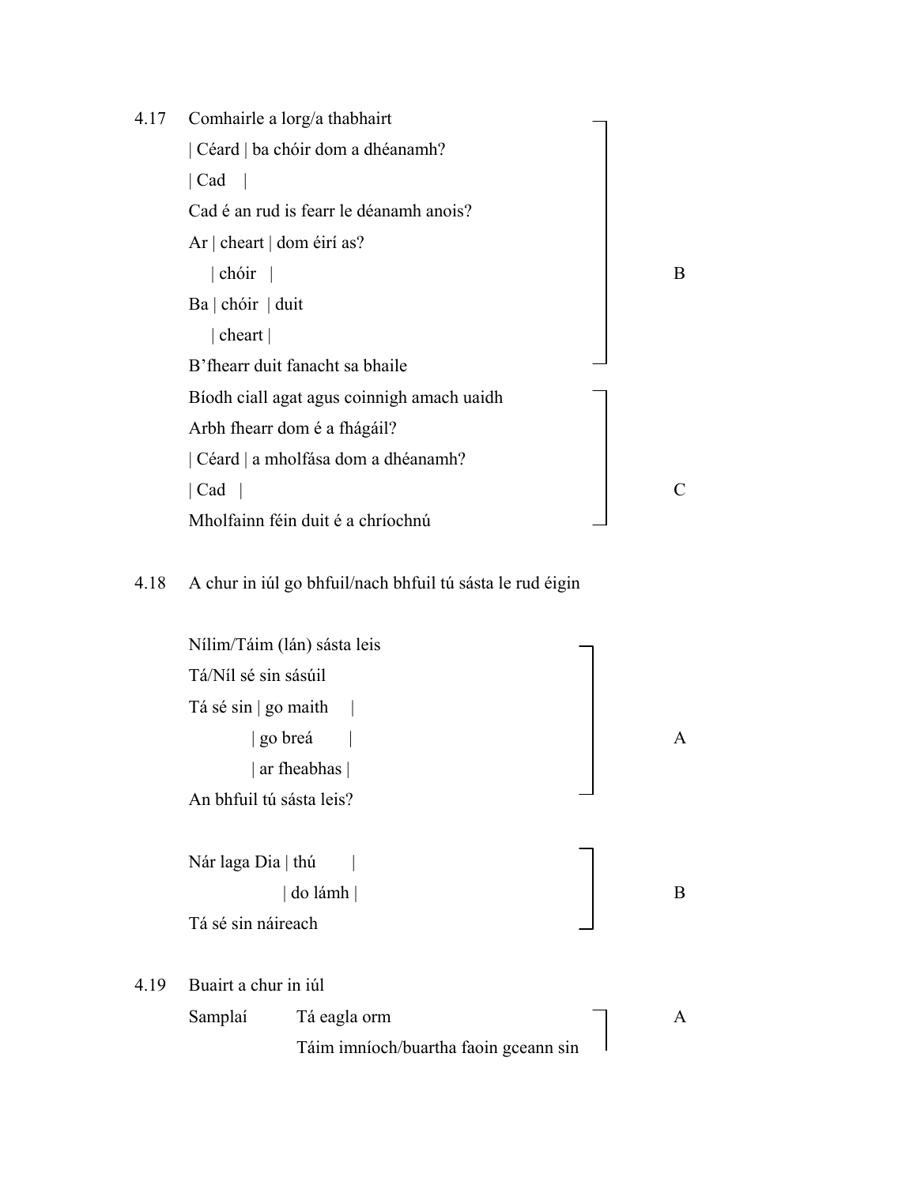4.17 Comhairle a lorg/a thabhairt

| Céard | ba chóir dom a dhéanamh?
| Cad |

Cad é an rud is fearr le déanamh anois?

Ar | cheart | dom éirí as?
| chóir |

Ba | chóir | duit
| cheart |

B'fhearr duit fanacht sa bhaile

B

Bíodh ciall agat agus coinnigh amach uaidh

Arbh fhearr dom é a fhágáil?

| Céard | a mholfása dom a dhéanamh?
| Cad |

Mholfainn féin duit é a chríochnú

C

4.18 A chur in iúl go bhfuil/nach bhfuil tú sásta le rud éigin

Nílim/Táim (lán) sásta leis

Tá/Níl sé sin sásúil

Tá sé sin | go maith |
| go breá |
| ar fheabhas |

An bhfuil tú sásta leis?

A

Nár laga Dia | thú |
| do lámh |

Tá sé sin náireach

B

4.19 Buairt a chur in iúl

Samplaí Tá eagla orm

Táim imníoch/buartha faoin gceann sin

A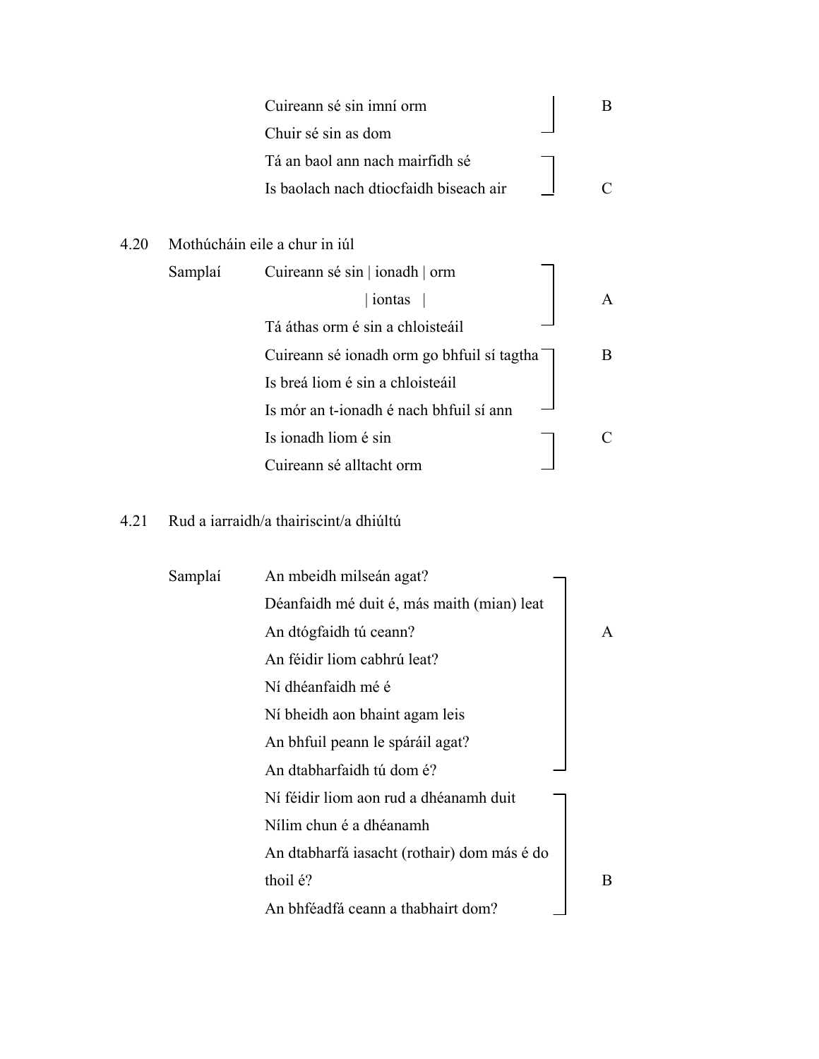| | | |
|---|---|---|
| | Cuireann sé sin imní orm | B |
| | Chuir sé sin as dom | |
| | Tá an baol ann nach mairfidh sé | |
| | Is baolach nach dtiocfaidh biseach air | C |

4.20 Mothúcháin eile a chur in iúl

| | | |
|---|---|---|
| Samplaí | Cuireann sé sin \| ionadh \| orm<br>\| iontas \| | A |
| | Tá áthas orm é sin a chloisteáil | |
| | Cuireann sé ionadh orm go bhfuil sí tagtha | B |
| | Is breá liom é sin a chloisteáil | |
| | Is mór an t-ionadh é nach bhfuil sí ann | |
| | Is ionadh liom é sin | C |
| | Cuireann sé alltacht orm | |

4.21 Rud a iarraidh/a thairiscint/a dhiúltú

| | | |
|---|---|---|
| Samplaí | An mbeidh milseán agat? | |
| | Déanfaidh mé duit é, más maith (mian) leat | |
| | An dtógfaidh tú ceann? | A |
| | An féidir liom cabhrú leat? | |
| | Ní dhéanfaidh mé é | |
| | Ní bheidh aon bhaint agam leis | |
| | An bhfuil peann le spáráil agat? | |
| | An dtabharfaidh tú dom é? | |
| | Ní féidir liom aon rud a dhéanamh duit | |
| | Nílim chun é a dhéanamh | |
| | An dtabharfá iasacht (rothair) dom más é do thoil é? | B |
| | An bhféadfá ceann a thabhairt dom? | |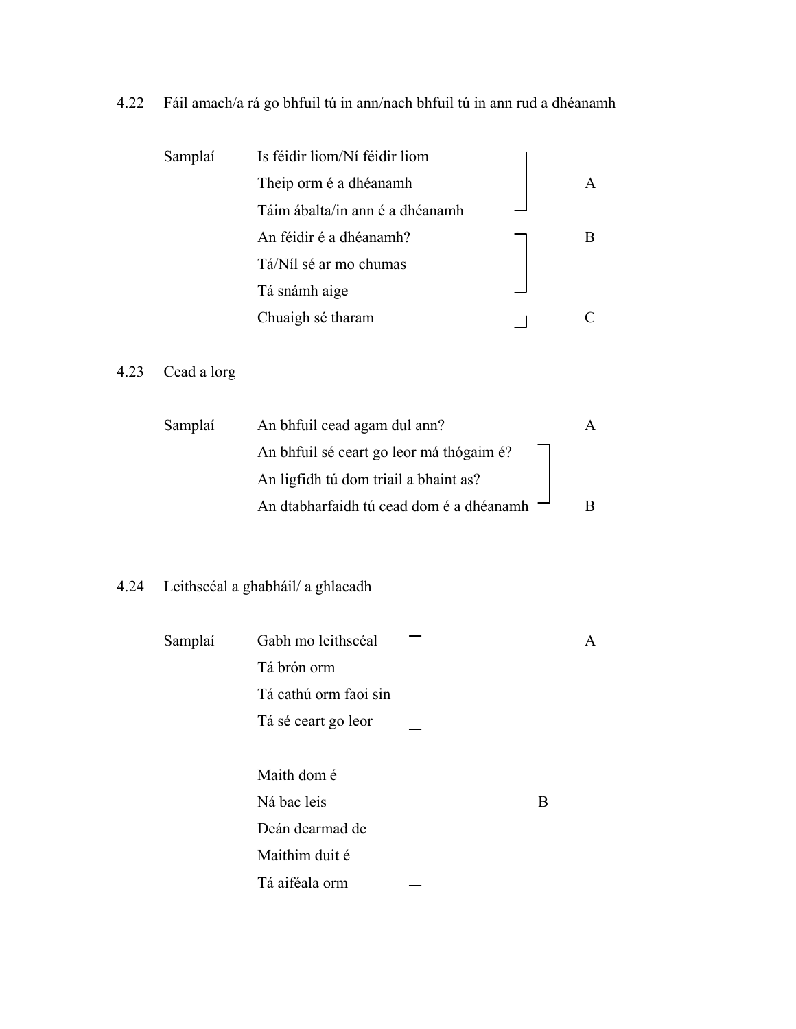4.22 Fáil amach/a rá go bhfuil tú in ann/nach bhfuil tú in ann rud a dhéanamh

| Samplaí | | |
|---|---|---|
| | Is féidir liom/Ní féidir liom | A |
| | Theip orm é a dhéanamh | |
| | Táim ábalta/in ann é a dhéanamh | |
| | An féidir é a dhéanamh? | B |
| | Tá/Níl sé ar mo chumas | |
| | Tá snámh aige | |
| | Chuaigh sé tharam | C |

4.23 Cead a lorg

| Samplaí | | |
|---|---|---|
| | An bhfuil cead agam dul ann? | A |
| | An bhfuil sé ceart go leor má thógaim é? | B |
| | An ligfidh tú dom triail a bhaint as? | |
| | An dtabharfaidh tú cead dom é a dhéanamh | |

4.24 Leithscéal a ghabháil/ a ghlacadh

| Samplaí | | |
|---|---|---|
| | Gabh mo leithscéal | A |
| | Tá brón orm | |
| | Tá cathú orm faoi sin | |
| | Tá sé ceart go leor | |
| | Maith dom é | B |
| | Ná bac leis | |
| | Deán dearmad de | |
| | Maithim duit é | |
| | Tá aiféala orm | |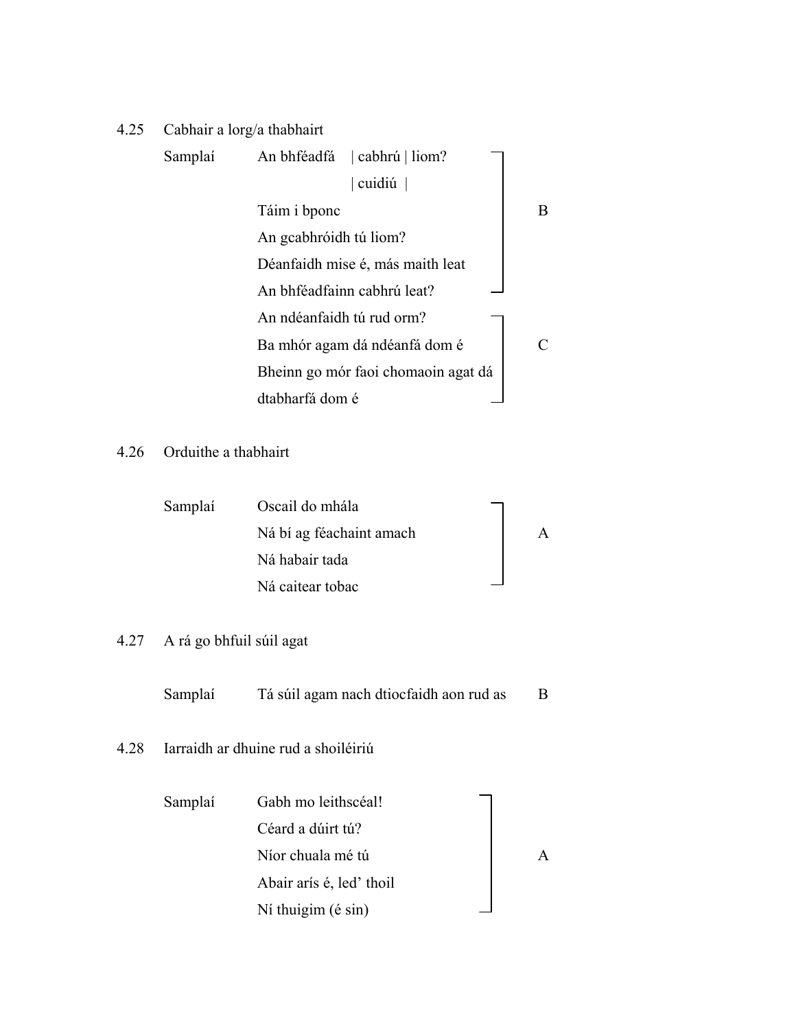4.25 Cabhair a lorg/a thabhairt

| Samplaí | | |
|---|---|---|
| | An bhféadfá \| cabhrú \| liom? / \| cuidiú \| | B |
| | Táim i bponc | B |
| | An gcabhróidh tú liom? | B |
| | Déanfaidh mise é, más maith leat | B |
| | An bhféadfainn cabhrú leat? | B |
| | An ndéanfaidh tú rud orm? | C |
| | Ba mhór agam dá ndéanfá dom é | C |
| | Bheinn go mór faoi chomaoin agat dá dtabharfá dom é | C |

4.26 Orduithe a thabhairt

| Samplaí | | |
|---|---|---|
| | Oscail do mhála | A |
| | Ná bí ag féachaint amach | A |
| | Ná habair tada | A |
| | Ná caitear tobac | A |

4.27 A rá go bhfuil súil agat

| Samplaí | | |
|---|---|---|
| | Tá súil agam nach dtiocfaidh aon rud as | B |

4.28 Iarraidh ar dhuine rud a shoiléiriú

| Samplaí | | |
|---|---|---|
| | Gabh mo leithscéal! | A |
| | Céard a dúirt tú? | A |
| | Níor chuala mé tú | A |
| | Abair arís é, led' thoil | A |
| | Ní thuigim (é sin) | A |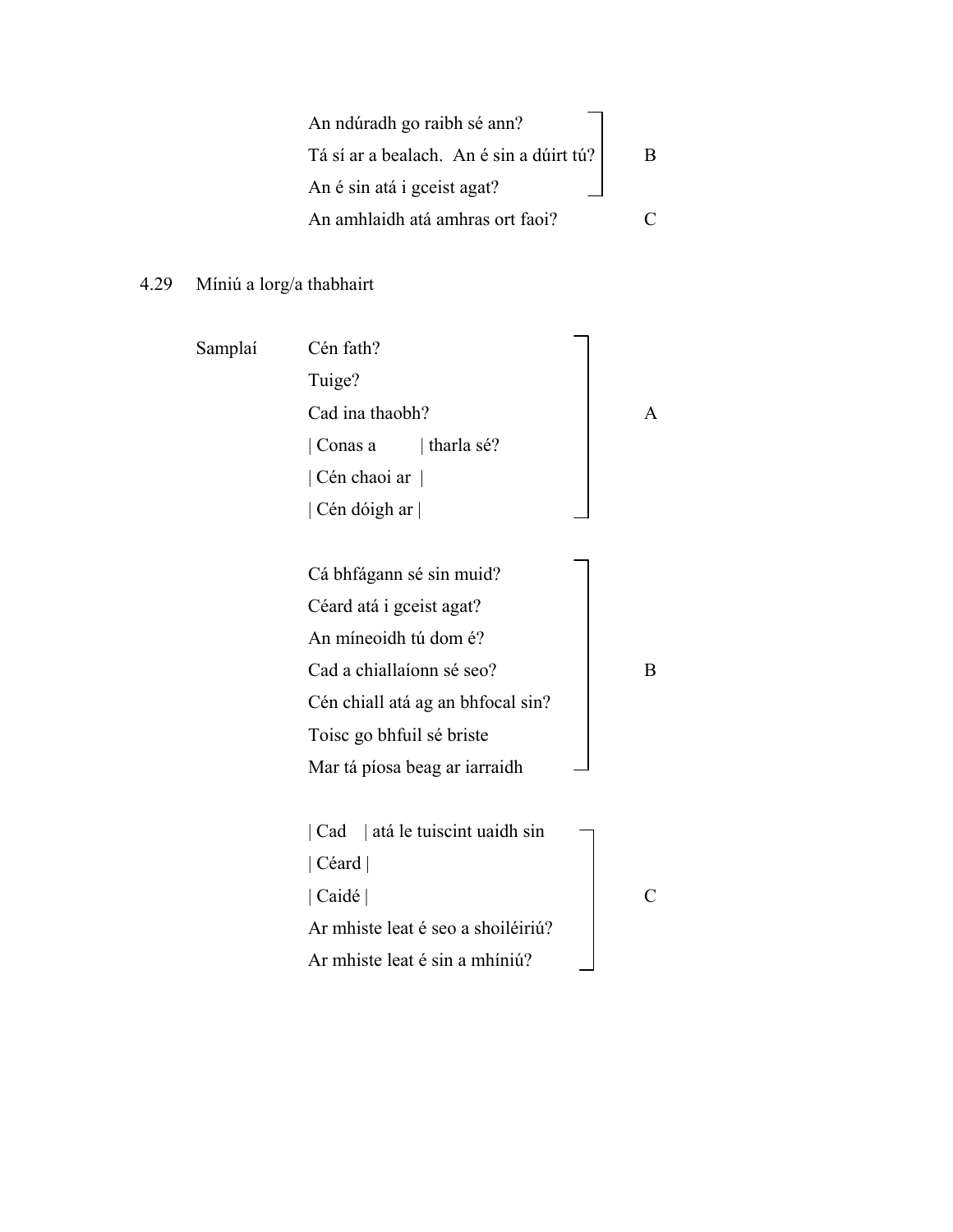| | | |
|---|---|---|
| | An ndúradh go raibh sé ann? | |
| | Tá sí ar a bealach.  An é sin a dúirt tú? | B |
| | An é sin atá i gceist agat? | |
| | An amhlaidh atá amhras ort faoi? | C |

4.29 Míniú a lorg/a thabhairt

| | | |
|---|---|---|
| Samplaí | Cén fath? | A |
| | Tuige? | |
| | Cad ina thaobh? | |
| | \| Conas a \| tharla sé? | |
| | \| Cén chaoi ar \| | |
| | \| Cén dóigh ar \| | |
| | Cá bhfágann sé sin muid? | B |
| | Céard atá i gceist agat? | |
| | An míneoidh tú dom é? | |
| | Cad a chiallaíonn sé seo? | |
| | Cén chiall atá ag an bhfocal sin? | |
| | Toisc go bhfuil sé briste | |
| | Mar tá píosa beag ar iarraidh | |
| | \| Cad \| atá le tuiscint uaidh sin | C |
| | \| Céard \| | |
| | \| Caidé \| | |
| | Ar mhiste leat é seo a shoiléiriú? | |
| | Ar mhiste leat é sin a mhíniú? | |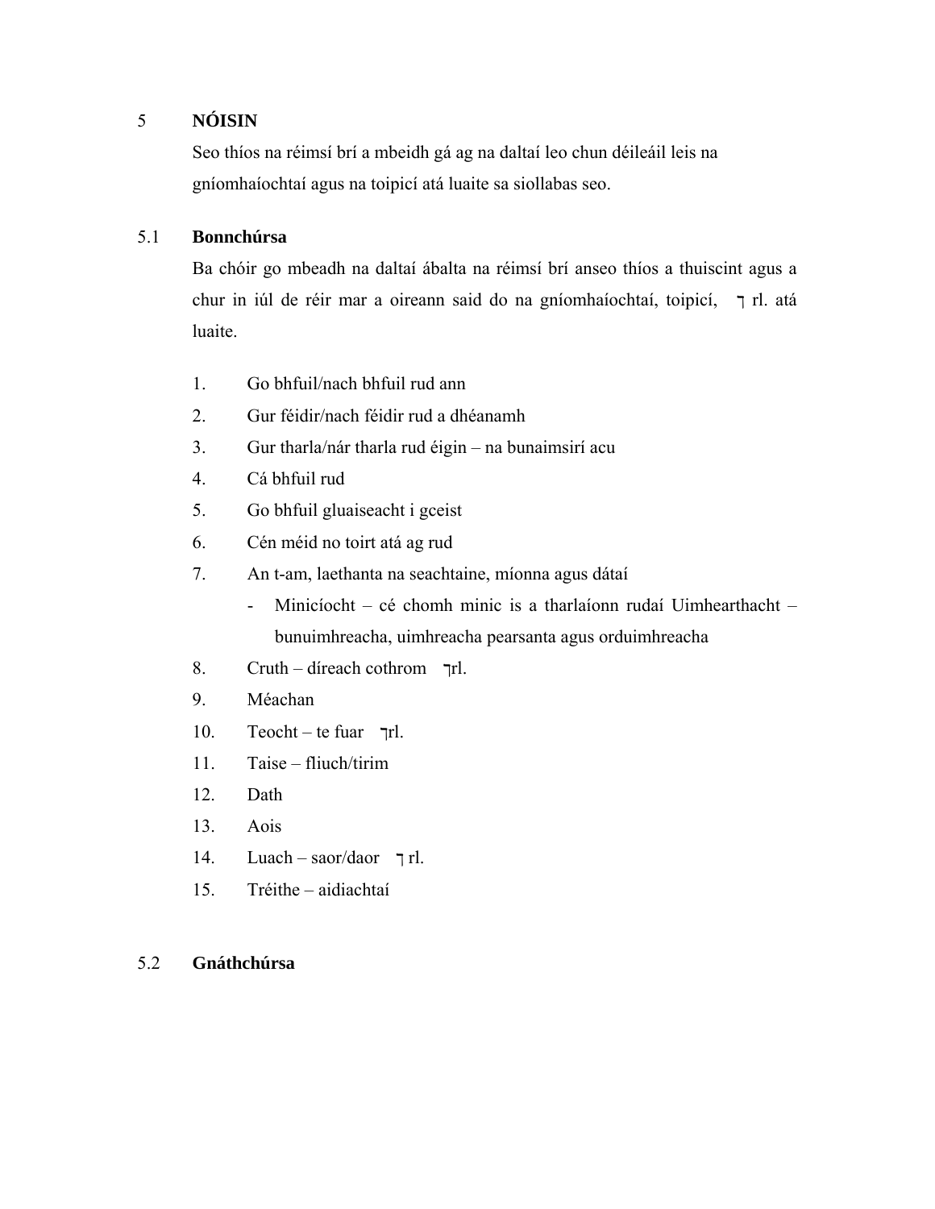## 5 NÓISIN

Seo thíos na réimsí brí a mbeidh gá ag na daltaí leo chun déileáil leis na gníomhaíochtaí agus na toipicí atá luaite sa siollabas seo.

### 5.1 Bonnchúrsa

Ba chóir go mbeadh na daltaí ábalta na réimsí brí anseo thíos a thuiscint agus a chur in iúl de réir mar a oireann said do na gníomhaíochtaí, toipicí, ⁊ rl. atá luaite.

1. Go bhfuil/nach bhfuil rud ann
2. Gur féidir/nach féidir rud a dhéanamh
3. Gur tharla/nár tharla rud éigin – na bunaimsirí acu
4. Cá bhfuil rud
5. Go bhfuil gluaiseacht i gceist
6. Cén méid no toirt atá ag rud
7. An t-am, laethanta na seachtaine, míonna agus dátaí
   - Minicíocht – cé chomh minic is a tharlaíonn rudaí Uimhearthacht – bunuimhreacha, uimhreacha pearsanta agus orduimhreacha
8. Cruth – díreach cothrom ⁊rl.
9. Méachan
10. Teocht – te fuar ⁊rl.
11. Taise – fliuch/tirim
12. Dath
13. Aois
14. Luach – saor/daor ⁊ rl.
15. Tréithe – aidiachtaí

### 5.2 Gnáthchúrsa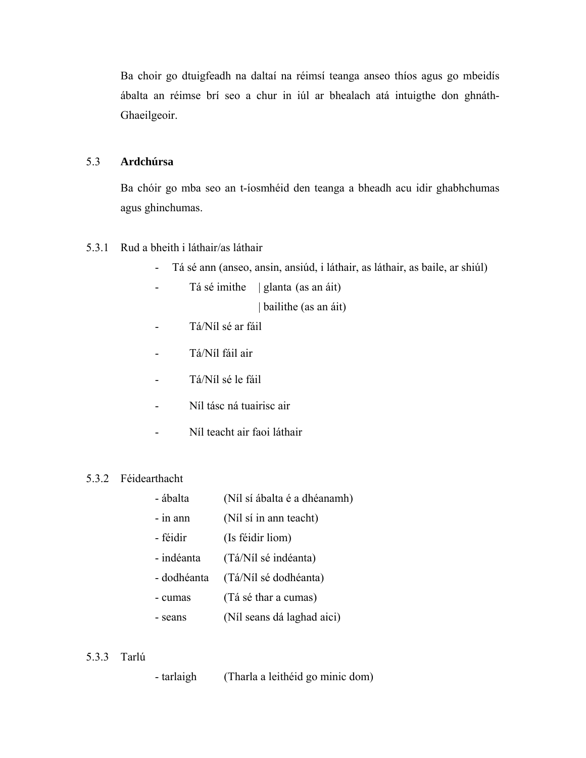Ba choir go dtuigfeadh na daltaí na réimsí teanga anseo thíos agus go mbeidís ábalta an réimse brí seo a chur in iúl ar bhealach atá intuigthe don ghnáth-Ghaeilgeoir.

## 5.3 **Ardchúrsa**

Ba chóir go mba seo an t-íosmhéid den teanga a bheadh acu idir ghabhchumas agus ghinchumas.

### 5.3.1 Rud a bheith i láthair/as láthair

- Tá sé ann (anseo, ansin, ansiúd, i láthair, as láthair, as baile, ar shiúl)
- Tá sé imithe | glanta (as an áit)
  | bailithe (as an áit)
- Tá/Níl sé ar fáil
- Tá/Níl fáil air
- Tá/Níl sé le fáil
- Níl tásc ná tuairisc air
- Níl teacht air faoi láthair

### 5.3.2 Féidearthacht

- ábalta (Níl sí ábalta é a dhéanamh)
- in ann (Níl sí in ann teacht)
- féidir (Is féidir liom)
- indéanta (Tá/Níl sé indéanta)
- dodhéanta (Tá/Níl sé dodhéanta)
- cumas (Tá sé thar a cumas)
- seans (Níl seans dá laghad aici)

### 5.3.3 Tarlú

- tarlaigh (Tharla a leithéid go minic dom)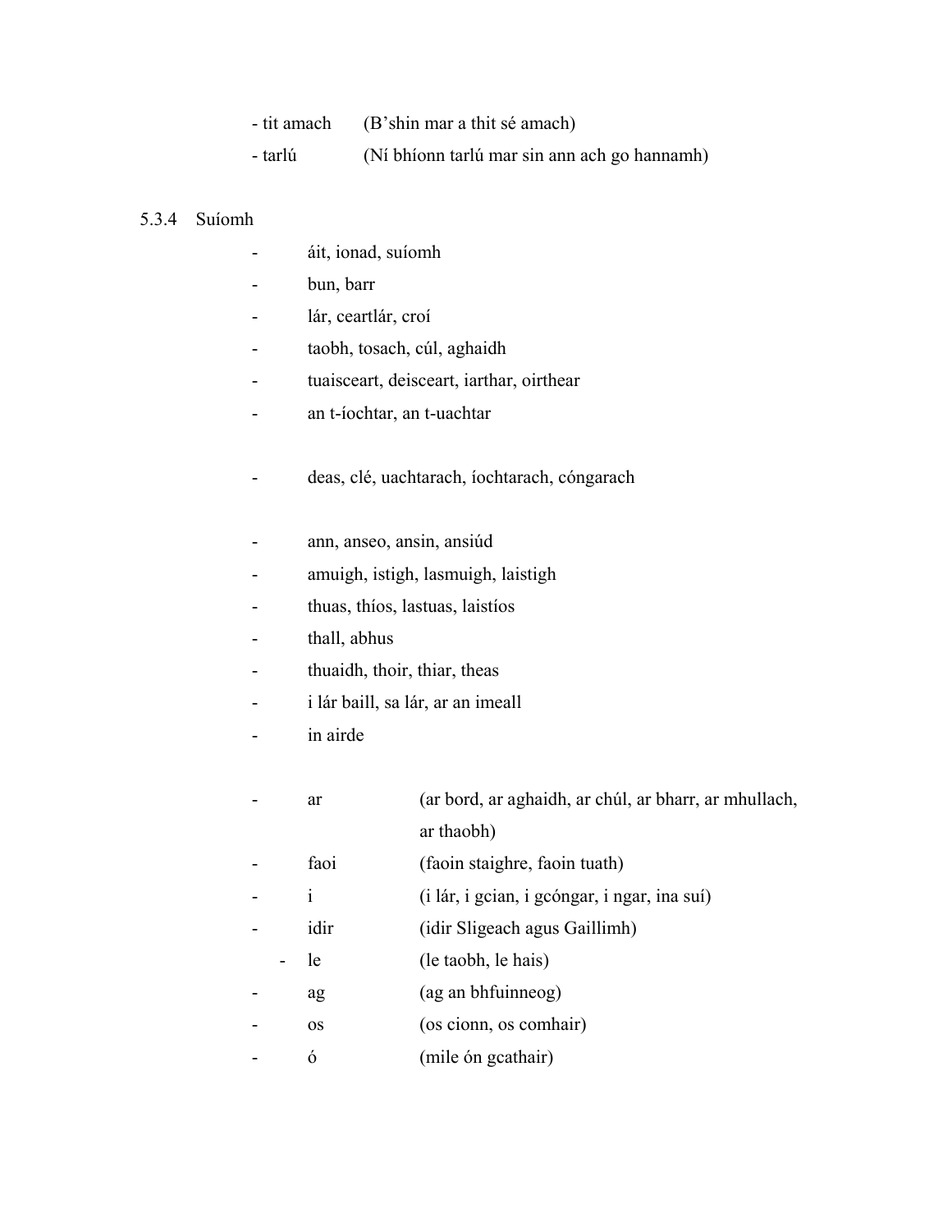- tit amach (B'shin mar a thit sé amach)
- tarlú (Ní bhíonn tarlú mar sin ann ach go hannamh)

5.3.4 Suíomh

- áit, ionad, suíomh
- bun, barr
- lár, ceartlár, croí
- taobh, tosach, cúl, aghaidh
- tuaisceart, deisceart, iarthar, oirthear
- an t-íochtar, an t-uachtar

- deas, clé, uachtarach, íochtarach, cóngarach

- ann, anseo, ansin, ansiúd
- amuigh, istigh, lasmuigh, laistigh
- thuas, thíos, lastuas, laistíos
- thall, abhus
- thuaidh, thoir, thiar, theas
- i lár baill, sa lár, ar an imeall
- in airde

- ar (ar bord, ar aghaidh, ar chúl, ar bharr, ar mhullach, ar thaobh)
- faoi (faoin staighre, faoin tuath)
- i (i lár, i gcian, i gcóngar, i ngar, ina suí)
- idir (idir Sligeach agus Gaillimh)
- le (le taobh, le hais)
- ag (ag an bhfuinneog)
- os (os cionn, os comhair)
- ó (mile ón gcathair)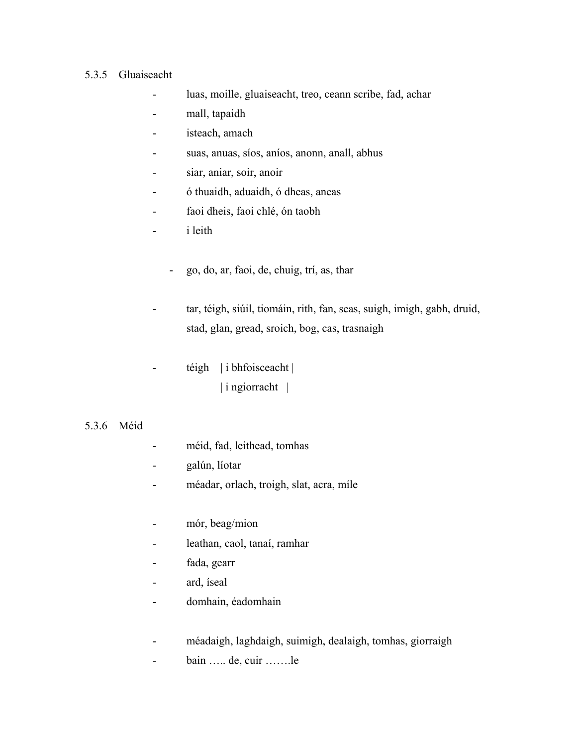### 5.3.5 Gluaiseacht

- luas, moille, gluaiseacht, treo, ceann scribe, fad, achar
- mall, tapaidh
- isteach, amach
- suas, anuas, síos, aníos, anonn, anall, abhus
- siar, aniar, soir, anoir
- ó thuaidh, aduaidh, ó dheas, aneas
- faoi dheis, faoi chlé, ón taobh
- i leith

- go, do, ar, faoi, de, chuig, trí, as, thar

- tar, téigh, siúil, tiomáin, rith, fan, seas, suigh, imigh, gabh, druid, stad, glan, gread, sroich, bog, cas, trasnaigh

- téigh | i bhfoisceacht |
  | i ngiorracht |

### 5.3.6 Méid

- méid, fad, leithead, tomhas
- galún, líotar
- méadar, orlach, troigh, slat, acra, míle

- mór, beag/mion
- leathan, caol, tanaí, ramhar
- fada, gearr
- ard, íseal
- domhain, éadomhain

- méadaigh, laghdaigh, suimigh, dealaigh, tomhas, giorraigh
- bain ….. de, cuir …….le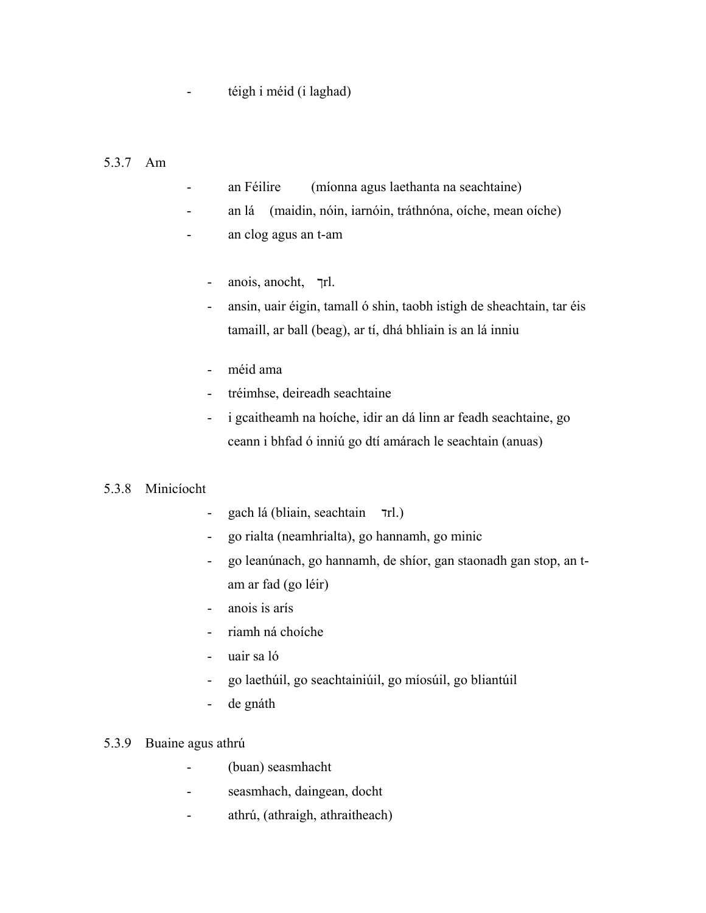- téigh i méid (i laghad)

### 5.3.7 Am

- an Féilire (míonna agus laethanta na seachtaine)
- an lá (maidin, nóin, iarnóin, tráthnóna, oíche, mean oíche)
- an clog agus an t-am

- anois, anocht, ⁊rl.
- ansin, uair éigin, tamall ó shin, taobh istigh de sheachtain, tar éis tamaill, ar ball (beag), ar tí, dhá bhliain is an lá inniu

- méid ama
- tréimhse, deireadh seachtaine
- i gcaitheamh na hoíche, idir an dá linn ar feadh seachtaine, go ceann i bhfad ó inniú go dtí amárach le seachtain (anuas)

### 5.3.8 Minicíocht

- gach lá (bliain, seachtain ⁊rl.)
- go rialta (neamhrialta), go hannamh, go minic
- go leanúnach, go hannamh, de shíor, gan staonadh gan stop, an t-am ar fad (go léir)
- anois is arís
- riamh ná choíche
- uair sa ló
- go laethúil, go seachtainiúil, go míosúil, go bliantúil
- de gnáth

### 5.3.9 Buaine agus athrú

- (buan) seasmhacht
- seasmhach, daingean, docht
- athrú, (athraigh, athraitheach)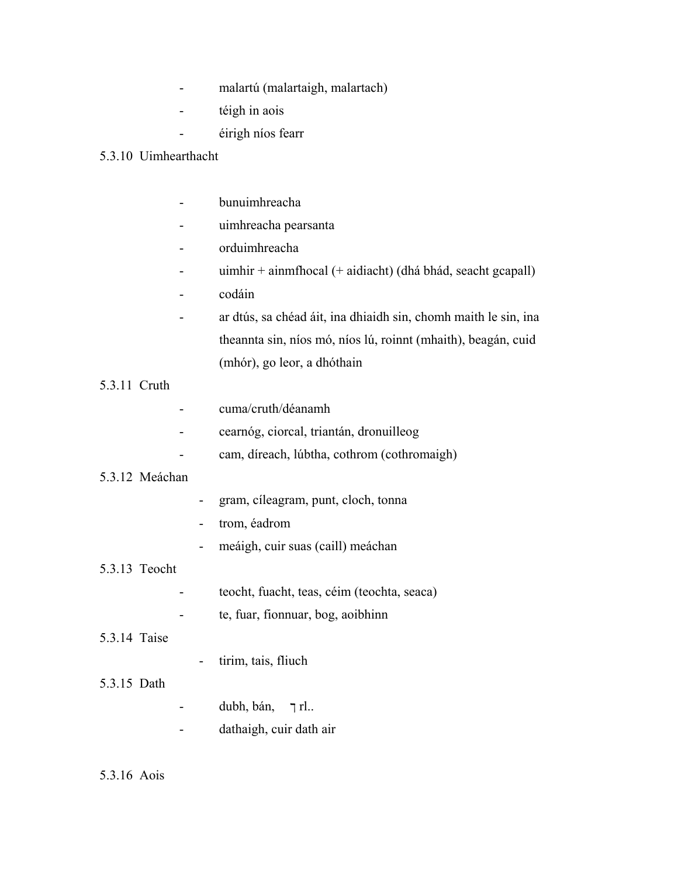- malartú (malartaigh, malartach)
- téigh in aois
- éirigh níos fearr

5.3.10 Uimhearthacht

- bunuimhreacha
- uimhreacha pearsanta
- orduimhreacha
- uimhir + ainmfhocal (+ aidiacht) (dhá bhád, seacht gcapall)
- codáin
- ar dtús, sa chéad áit, ina dhiaidh sin, chomh maith le sin, ina theannta sin, níos mó, níos lú, roinnt (mhaith), beagán, cuid (mhór), go leor, a dhóthain

5.3.11 Cruth

- cuma/cruth/déanamh
- cearnóg, ciorcal, triantán, dronuilleog
- cam, díreach, lúbtha, cothrom (cothromaigh)

5.3.12 Meáchan

- gram, cíleagram, punt, cloch, tonna
- trom, éadrom
- meáigh, cuir suas (caill) meáchan

5.3.13 Teocht

- teocht, fuacht, teas, céim (teochta, seaca)
- te, fuar, fionnuar, bog, aoibhinn

5.3.14 Taise

- tirim, tais, fliuch

5.3.15 Dath

- dubh, bán, ⁊ rl..
- dathaigh, cuir dath air

5.3.16 Aois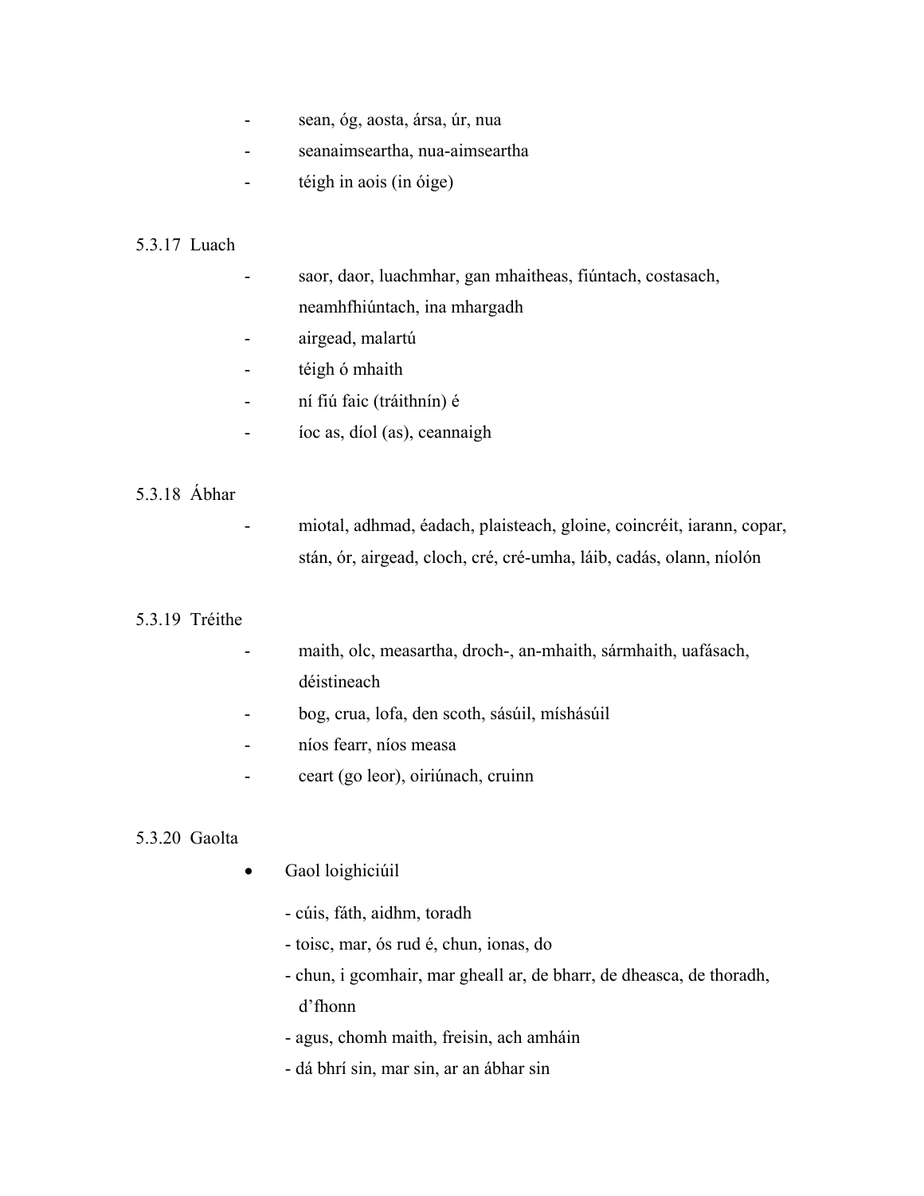- sean, óg, aosta, ársa, úr, nua
- seanaimseartha, nua-aimseartha
- téigh in aois (in óige)

5.3.17 Luach

- saor, daor, luachmhar, gan mhaitheas, fiúntach, costasach, neamhfhiúntach, ina mhargadh
- airgead, malartú
- téigh ó mhaith
- ní fiú faic (tráithnín) é
- íoc as, díol (as), ceannaigh

5.3.18 Ábhar

- miotal, adhmad, éadach, plaisteach, gloine, coincréit, iarann, copar, stán, ór, airgead, cloch, cré, cré-umha, láib, cadás, olann, níolón

5.3.19 Tréithe

- maith, olc, measartha, droch-, an-mhaith, sármhaith, uafásach, déistineach
- bog, crua, lofa, den scoth, sásúil, míshásúil
- níos fearr, níos measa
- ceart (go leor), oiriúnach, cruinn

5.3.20 Gaolta

- Gaol loighiciúil
  - cúis, fáth, aidhm, toradh
  - toisc, mar, ós rud é, chun, ionas, do
  - chun, i gcomhair, mar gheall ar, de bharr, de dheasca, de thoradh, d'fhonn
  - agus, chomh maith, freisin, ach amháin
  - dá bhrí sin, mar sin, ar an ábhar sin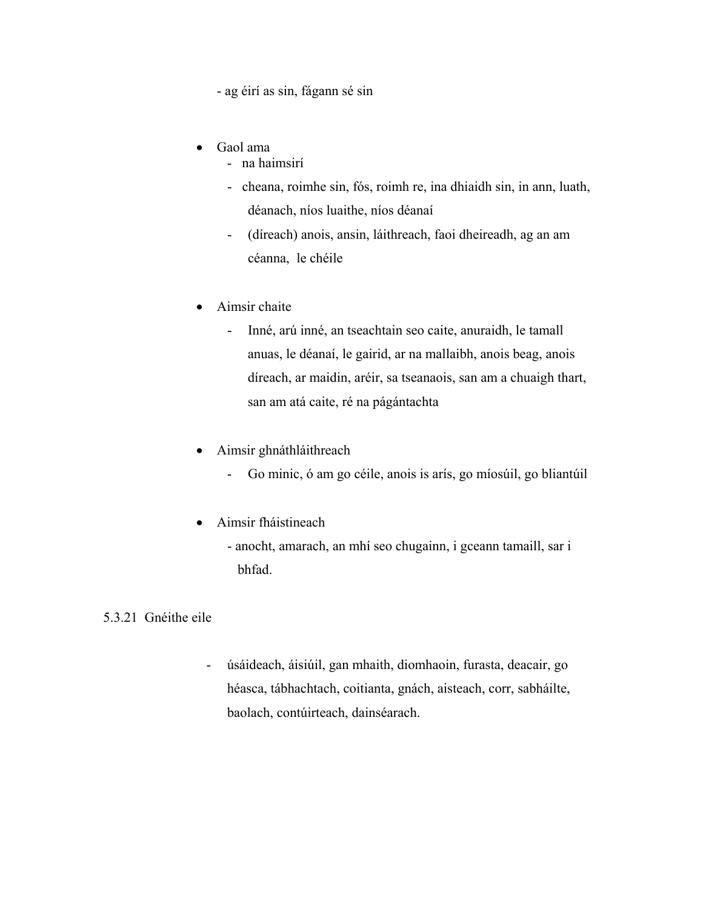- ag éirí as sin, fágann sé sin

- Gaol ama
  - na haimsirí
  - cheana, roimhe sin, fós, roimh re, ina dhiaidh sin, in ann, luath, déanach, níos luaithe, níos déanaí
  - (díreach) anois, ansin, láithreach, faoi dheireadh, ag an am céanna, le chéile

- Aimsir chaite
  - Inné, arú inné, an tseachtain seo caite, anuraidh, le tamall anuas, le déanaí, le gairid, ar na mallaibh, anois beag, anois díreach, ar maidin, aréir, sa tseanaois, san am a chuaigh thart, san am atá caite, ré na págántachta

- Aimsir ghnáthláithreach
  - Go minic, ó am go céile, anois is arís, go míosúil, go bliantúil

- Aimsir fháistineach
  - anocht, amarach, an mhí seo chugainn, i gceann tamaill, sar i bhfad.

5.3.21 Gnéithe eile

- úsáideach, áisiúil, gan mhaith, diomhaoin, furasta, deacair, go héasca, tábhachtach, coitianta, gnách, aisteach, corr, sabháilte, baolach, contúirteach, dainséarach.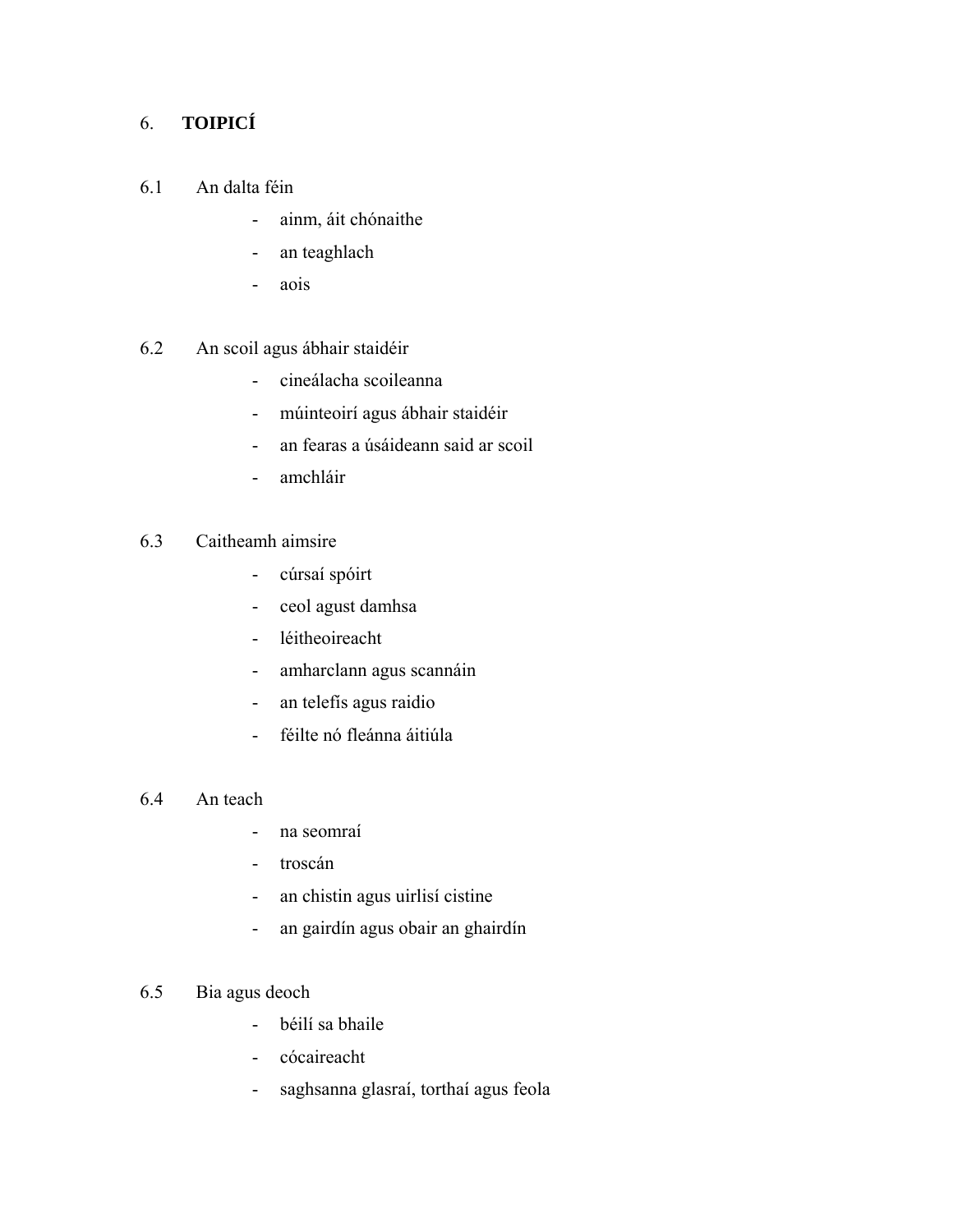## 6. TOIPICÍ

### 6.1 An dalta féin

- ainm, áit chónaithe
- an teaghlach
- aois

### 6.2 An scoil agus ábhair staidéir

- cineálacha scoileanna
- múinteoirí agus ábhair staidéir
- an fearas a úsáideann said ar scoil
- amchláir

### 6.3 Caitheamh aimsire

- cúrsaí spóirt
- ceol agust damhsa
- léitheoireacht
- amharclann agus scannáin
- an telefís agus raidio
- féilte nó fleánna áitiúla

### 6.4 An teach

- na seomraí
- troscán
- an chistin agus uirlisí cistine
- an gairdín agus obair an ghairdín

### 6.5 Bia agus deoch

- béilí sa bhaile
- cócaireacht
- saghsanna glasraí, torthaí agus feola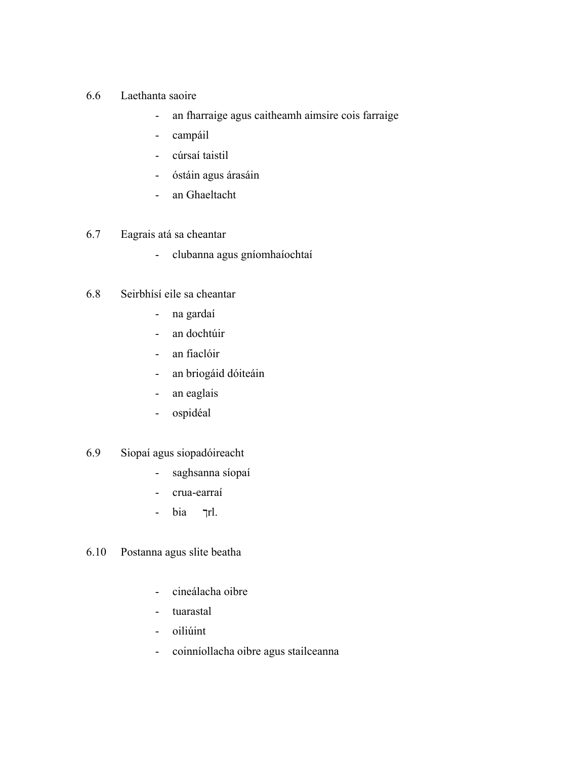6.6 Laethanta saoire

- an fharraige agus caitheamh aimsire cois farraige
- campáil
- cúrsaí taistil
- óstáin agus árasáin
- an Ghaeltacht

6.7 Eagrais atá sa cheantar

- clubanna agus gníomhaíochtaí

6.8 Seirbhísí eile sa cheantar

- na gardaí
- an dochtúir
- an fiaclóir
- an briogáid dóiteáin
- an eaglais
- ospidéal

6.9 Siopaí agus siopadóireacht

- saghsanna síopaí
- crua-earraí
- bia ⁊rl.

6.10 Postanna agus slite beatha

- cineálacha oibre
- tuarastal
- oiliúint
- coinníollacha oibre agus stailceanna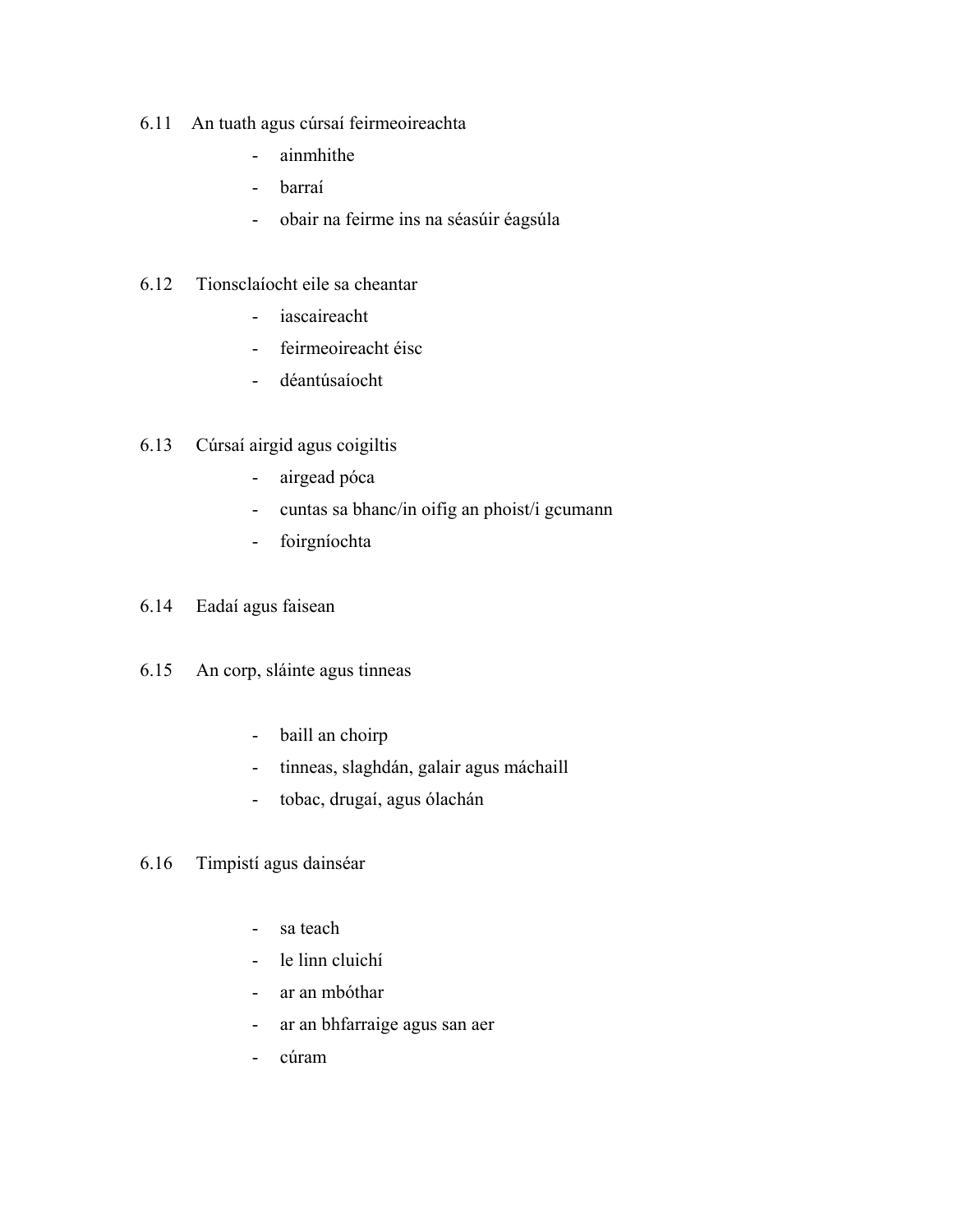6.11 An tuath agus cúrsaí feirmeoireachta

- ainmhithe
- barraí
- obair na feirme ins na séasúir éagsúla

6.12 Tionsclaíocht eile sa cheantar

- iascaireacht
- feirmeoireacht éisc
- déantúsaíocht

6.13 Cúrsaí airgid agus coigiltis

- airgead póca
- cuntas sa bhanc/in oifig an phoist/i gcumann
- foirgníochta

6.14 Eadaí agus faisean

6.15 An corp, sláinte agus tinneas

- baill an choirp
- tinneas, slaghdán, galair agus máchaill
- tobac, drugaí, agus ólachán

6.16 Timpistí agus dainséar

- sa teach
- le linn cluichí
- ar an mbóthar
- ar an bhfarraige agus san aer
- cúram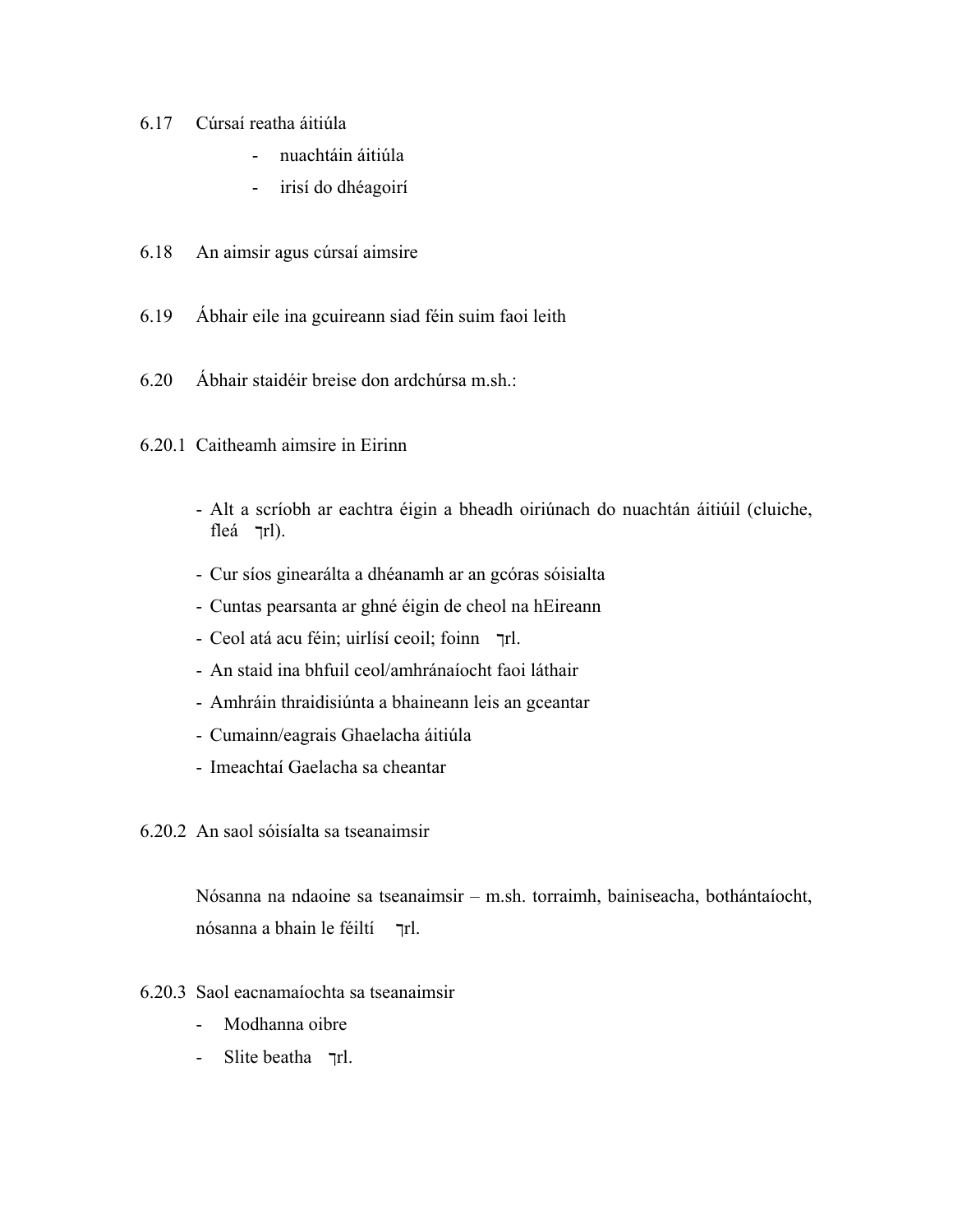6.17 Cúrsaí reatha áitiúla

- nuachtáin áitiúla
- irisí do dhéagoirí

6.18 An aimsir agus cúrsaí aimsire

6.19 Ábhair eile ina gcuireann siad féin suim faoi leith

6.20 Ábhair staidéir breise don ardchúrsa m.sh.:

6.20.1 Caitheamh aimsire in Eirinn

- Alt a scríobh ar eachtra éigin a bheadh oiriúnach do nuachtán áitiúil (cluiche, fleá ⁊rl).
- Cur síos ginearálta a dhéanamh ar an gcóras sóisialta
- Cuntas pearsanta ar ghné éigin de cheol na hEireann
- Ceol atá acu féin; uirlísí ceoil; foinn ⁊rl.
- An staid ina bhfuil ceol/amhránaíocht faoi láthair
- Amhráin thraidisiúnta a bhaineann leis an gceantar
- Cumainn/eagrais Ghaelacha áitiúla
- Imeachtaí Gaelacha sa cheantar

6.20.2 An saol sóisíalta sa tseanaimsir

Nósanna na ndaoine sa tseanaimsir – m.sh. torraimh, bainiseacha, bothántaíocht, nósanna a bhain le féiltí ⁊rl.

6.20.3 Saol eacnamaíochta sa tseanaimsir

- Modhanna oibre
- Slite beatha ⁊rl.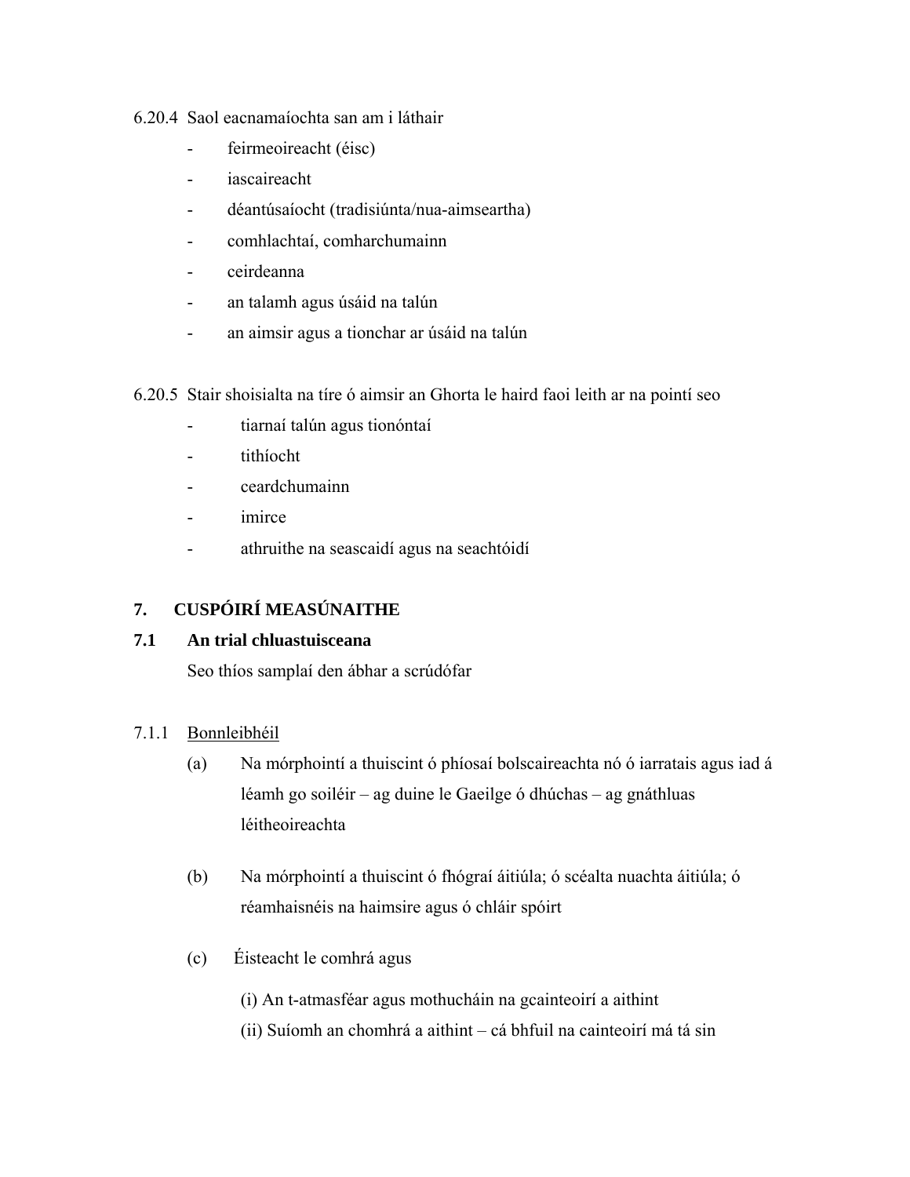6.20.4 Saol eacnamaíochta san am i láthair

- feirmeoireacht (éisc)
- iascaireacht
- déantúsaíocht (tradisiúnta/nua-aimseartha)
- comhlachtaí, comharchumainn
- ceirdeanna
- an talamh agus úsáid na talún
- an aimsir agus a tionchar ar úsáid na talún

6.20.5 Stair shoisialta na tíre ó aimsir an Ghorta le haird faoi leith ar na pointí seo

- tiarnaí talún agus tionóntaí
- tithíocht
- ceardchumainn
- imirce
- athruithe na seascaidí agus na seachtóidí

## 7. CUSPÓIRÍ MEASÚNAITHE

### 7.1 An trial chluastuisceana

Seo thíos samplaí den ábhar a scrúdófar

7.1.1 <u>Bonnleibhéil</u>

(a) Na mórphointí a thuiscint ó phíosaí bolscaireachta nó ó iarratais agus iad á léamh go soiléir – ag duine le Gaeilge ó dhúchas – ag gnáthluas léitheoireachta

(b) Na mórphointí a thuiscint ó fhógraí áitiúla; ó scéalta nuachta áitiúla; ó réamhaisnéis na haimsire agus ó chláir spóirt

(c) Éisteacht le comhrá agus

(i) An t-atmasféar agus mothucháin na gcainteoirí a aithint
(ii) Suíomh an chomhrá a aithint – cá bhfuil na cainteoirí má tá sin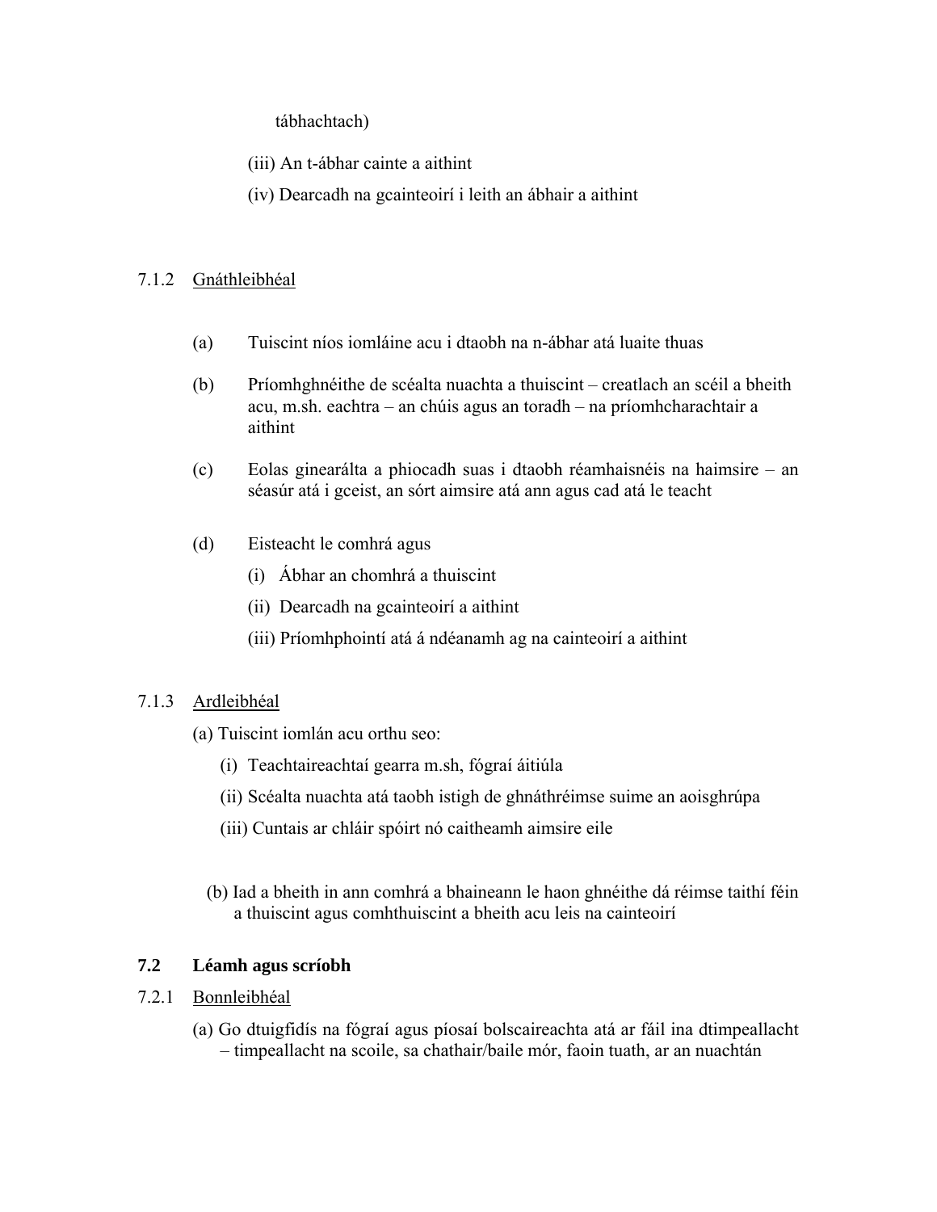tábhachtach)

(iii) An t-ábhar cainte a aithint

(iv) Dearcadh na gcainteoirí i leith an ábhair a aithint

7.1.2 Gnáthleibhéal

(a) Tuiscint níos iomláine acu i dtaobh na n-ábhar atá luaite thuas

(b) Príomhghnéithe de scéalta nuachta a thuiscint – creatlach an scéil a bheith acu, m.sh. eachtra – an chúis agus an toradh – na príomhcharachtair a aithint

(c) Eolas ginearálta a phiocadh suas i dtaobh réamhaisnéis na haimsire – an séasúr atá i gceist, an sórt aimsire atá ann agus cad atá le teacht

(d) Eisteacht le comhrá agus

(i) Ábhar an chomhrá a thuiscint

(ii) Dearcadh na gcainteoirí a aithint

(iii) Príomhphointí atá á ndéanamh ag na cainteoirí a aithint

7.1.3 Ardleibhéal

(a) Tuiscint iomlán acu orthu seo:

(i) Teachtaireachtaí gearra m.sh, fógraí áitiúla

(ii) Scéalta nuachta atá taobh istigh de ghnáthréimse suime an aoisghrúpa

(iii) Cuntais ar chláir spóirt nó caitheamh aimsire eile

(b) Iad a bheith in ann comhrá a bhaineann le haon ghnéithe dá réimse taithí féin a thuiscint agus comhthuiscint a bheith acu leis na cainteoirí

### 7.2 Léamh agus scríobh

7.2.1 Bonnleibhéal

(a) Go dtuigfidís na fógraí agus píosaí bolscaireachta atá ar fáil ina dtimpeallacht – timpeallacht na scoile, sa chathair/baile mór, faoin tuath, ar an nuachtán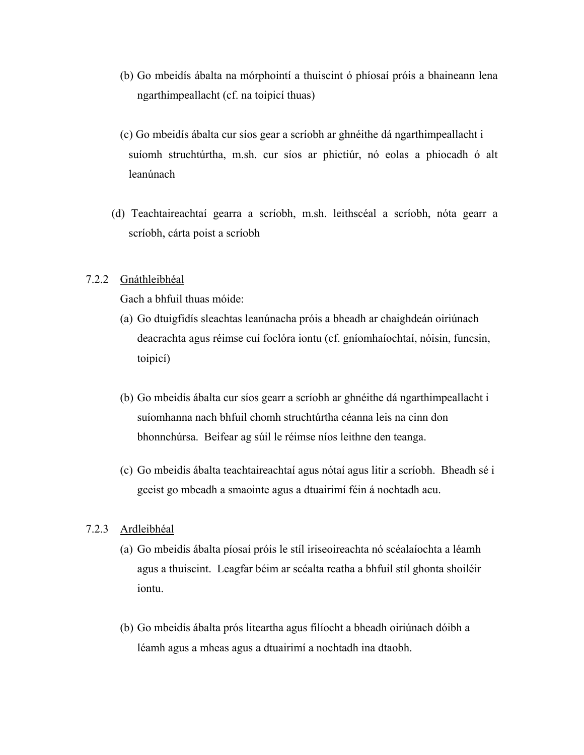(b) Go mbeidís ábalta na mórphointí a thuiscint ó phíosaí próis a bhaineann lena ngarthimpeallacht (cf. na toipicí thuas)

(c) Go mbeidís ábalta cur síos gear a scríobh ar ghnéithe dá ngarthimpeallacht i suíomh struchtúrtha, m.sh. cur síos ar phictiúr, nó eolas a phiocadh ó alt leanúnach

(d) Teachtaireachtaí gearra a scríobh, m.sh. leithscéal a scríobh, nóta gearr a scríobh, cárta poist a scríobh

7.2.2 Gnáthleibhéal

Gach a bhfuil thuas móide:

(a) Go dtuigfidís sleachtas leanúnacha próis a bheadh ar chaighdeán oiriúnach deacrachta agus réimse cuí foclóra iontu (cf. gníomhaíochtaí, nóisin, funcsin, toipicí)

(b) Go mbeidís ábalta cur síos gearr a scríobh ar ghnéithe dá ngarthimpeallacht i suíomhanna nach bhfuil chomh struchtúrtha céanna leis na cinn don bhonnchúrsa. Beifear ag súil le réimse níos leithne den teanga.

(c) Go mbeidís ábalta teachtaireachtaí agus nótaí agus litir a scríobh. Bheadh sé i gceist go mbeadh a smaointe agus a dtuairimí féin á nochtadh acu.

7.2.3 Ardleibhéal

(a) Go mbeidís ábalta píosaí próis le stíl iriseoireachta nó scéalaíochta a léamh agus a thuiscint. Leagfar béim ar scéalta reatha a bhfuil stíl ghonta shoiléir iontu.

(b) Go mbeidís ábalta prós liteartha agus filíocht a bheadh oiriúnach dóibh a léamh agus a mheas agus a dtuairimí a nochtadh ina dtaobh.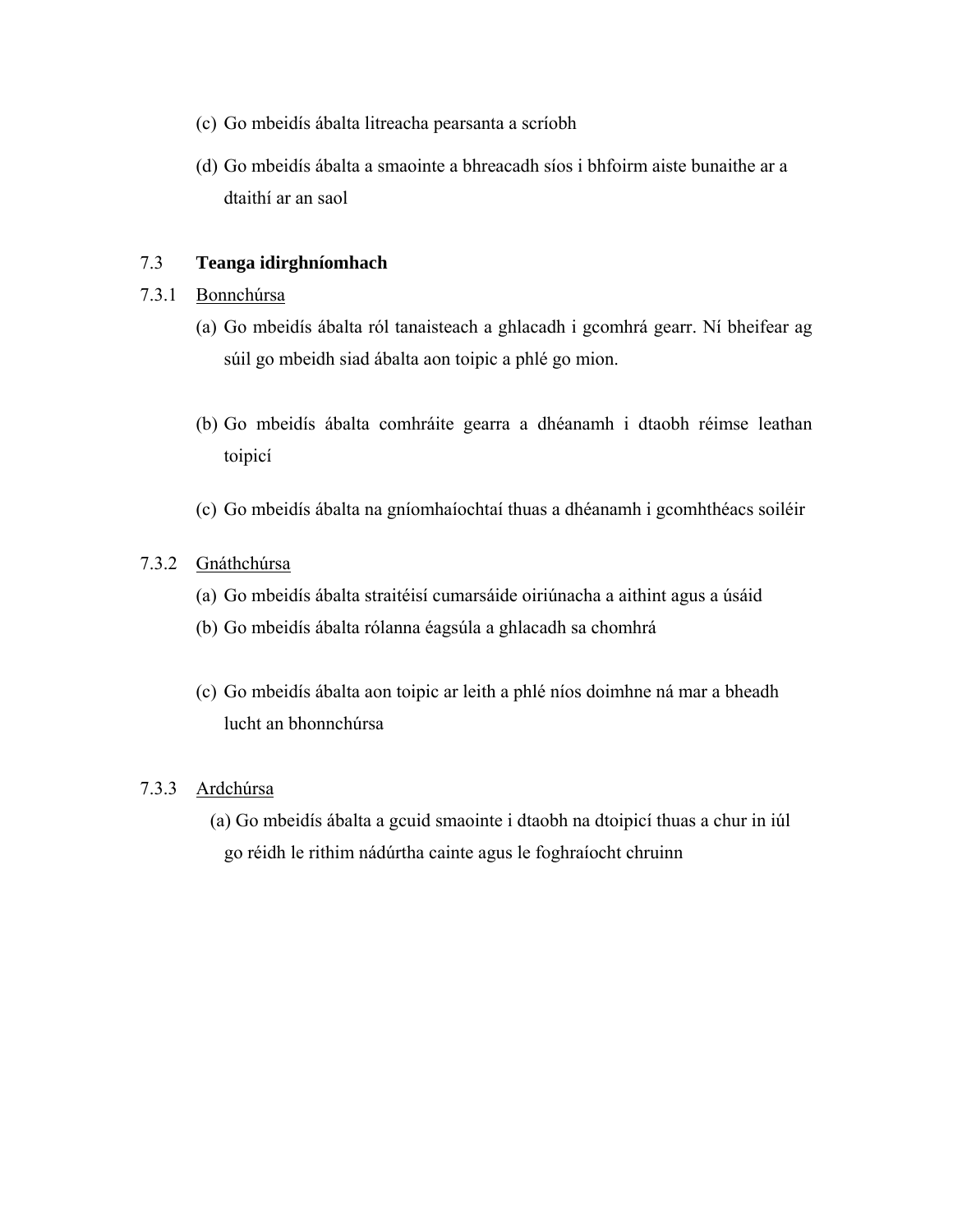(c) Go mbeidís ábalta litreacha pearsanta a scríobh

(d) Go mbeidís ábalta a smaointe a bhreacadh síos i bhfoirm aiste bunaithe ar a dtaithí ar an saol

7.3 **Teanga idirghníomhach**

7.3.1 Bonnchúrsa

(a) Go mbeidís ábalta ról tanaisteach a ghlacadh i gcomhrá gearr. Ní bheifear ag súil go mbeidh siad ábalta aon toipic a phlé go mion.

(b) Go mbeidís ábalta comhráite gearra a dhéanamh i dtaobh réimse leathan toipicí

(c) Go mbeidís ábalta na gníomhaíochtaí thuas a dhéanamh i gcomhthéacs soiléir

7.3.2 Gnáthchúrsa

(a) Go mbeidís ábalta straitéisí cumarsáide oiriúnacha a aithint agus a úsáid

(b) Go mbeidís ábalta rólanna éagsúla a ghlacadh sa chomhrá

(c) Go mbeidís ábalta aon toipic ar leith a phlé níos doimhne ná mar a bheadh lucht an bhonnchúrsa

7.3.3 Ardchúrsa

(a) Go mbeidís ábalta a gcuid smaointe i dtaobh na dtoipicí thuas a chur in iúl go réidh le rithim nádúrtha cainte agus le foghraíocht chruinn